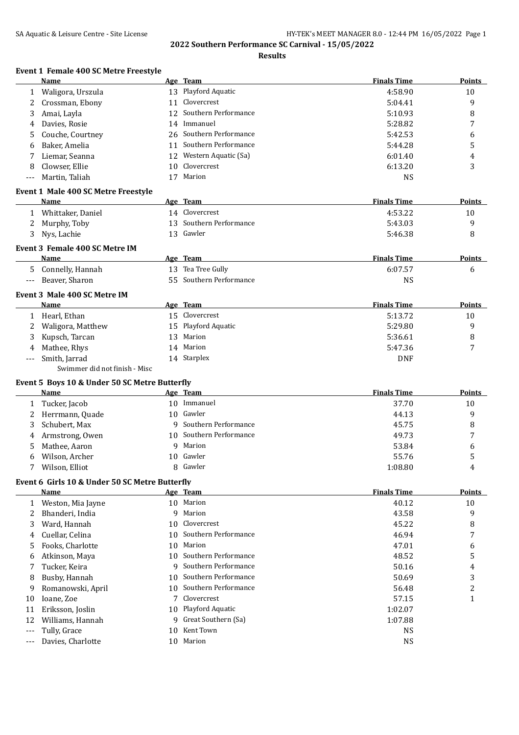# 2022 Southern Performance SC Carnival - 15/05/2022

## Results

### Event 1 Female 400 SC Metre Freestyle

| | Name | Age | Team | Finals Time | Points |
|---|---|---|---|---|---|
| 1 | Waligora, Urszula | 13 | Playford Aquatic | 4:58.90 | 10 |
| 2 | Crossman, Ebony | 11 | Clovercrest | 5:04.41 | 9 |
| 3 | Amai, Layla | 12 | Southern Performance | 5:10.93 | 8 |
| 4 | Davies, Rosie | 14 | Immanuel | 5:28.82 | 7 |
| 5 | Couche, Courtney | 26 | Southern Performance | 5:42.53 | 6 |
| 6 | Baker, Amelia | 11 | Southern Performance | 5:44.28 | 5 |
| 7 | Liemar, Seanna | 12 | Western Aquatic (Sa) | 6:01.40 | 4 |
| 8 | Clowser, Ellie | 10 | Clovercrest | 6:13.20 | 3 |
| --- | Martin, Taliah | 17 | Marion | NS | |

### Event 1 Male 400 SC Metre Freestyle

| | Name | Age | Team | Finals Time | Points |
|---|---|---|---|---|---|
| 1 | Whittaker, Daniel | 14 | Clovercrest | 4:53.22 | 10 |
| 2 | Murphy, Toby | 13 | Southern Performance | 5:43.03 | 9 |
| 3 | Nys, Lachie | 13 | Gawler | 5:46.38 | 8 |

### Event 3 Female 400 SC Metre IM

| | Name | Age | Team | Finals Time | Points |
|---|---|---|---|---|---|
| 5 | Connelly, Hannah | 13 | Tea Tree Gully | 6:07.57 | 6 |
| --- | Beaver, Sharon | 55 | Southern Performance | NS | |

### Event 3 Male 400 SC Metre IM

| | Name | Age | Team | Finals Time | Points |
|---|---|---|---|---|---|
| 1 | Hearl, Ethan | 15 | Clovercrest | 5:13.72 | 10 |
| 2 | Waligora, Matthew | 15 | Playford Aquatic | 5:29.80 | 9 |
| 3 | Kupsch, Tarcan | 13 | Marion | 5:36.61 | 8 |
| 4 | Mathee, Rhys | 14 | Marion | 5:47.36 | 7 |
| --- | Smith, Jarrad | 14 | Starplex | DNF | |
| | Swimmer did not finish - Misc | | | | |

### Event 5 Boys 10 & Under 50 SC Metre Butterfly

| | Name | Age | Team | Finals Time | Points |
|---|---|---|---|---|---|
| 1 | Tucker, Jacob | 10 | Immanuel | 37.70 | 10 |
| 2 | Herrmann, Quade | 10 | Gawler | 44.13 | 9 |
| 3 | Schubert, Max | 9 | Southern Performance | 45.75 | 8 |
| 4 | Armstrong, Owen | 10 | Southern Performance | 49.73 | 7 |
| 5 | Mathee, Aaron | 9 | Marion | 53.84 | 6 |
| 6 | Wilson, Archer | 10 | Gawler | 55.76 | 5 |
| 7 | Wilson, Elliot | 8 | Gawler | 1:08.80 | 4 |

### Event 6 Girls 10 & Under 50 SC Metre Butterfly

| | Name | Age | Team | Finals Time | Points |
|---|---|---|---|---|---|
| 1 | Weston, Mia Jayne | 10 | Marion | 40.12 | 10 |
| 2 | Bhanderi, India | 9 | Marion | 43.58 | 9 |
| 3 | Ward, Hannah | 10 | Clovercrest | 45.22 | 8 |
| 4 | Cuellar, Celina | 10 | Southern Performance | 46.94 | 7 |
| 5 | Fooks, Charlotte | 10 | Marion | 47.01 | 6 |
| 6 | Atkinson, Maya | 10 | Southern Performance | 48.52 | 5 |
| 7 | Tucker, Keira | 9 | Southern Performance | 50.16 | 4 |
| 8 | Busby, Hannah | 10 | Southern Performance | 50.69 | 3 |
| 9 | Romanowski, April | 10 | Southern Performance | 56.48 | 2 |
| 10 | Ioane, Zoe | 7 | Clovercrest | 57.15 | 1 |
| 11 | Eriksson, Joslin | 10 | Playford Aquatic | 1:02.07 | |
| 12 | Williams, Hannah | 9 | Great Southern (Sa) | 1:07.88 | |
| --- | Tully, Grace | 10 | Kent Town | NS | |
| --- | Davies, Charlotte | 10 | Marion | NS | |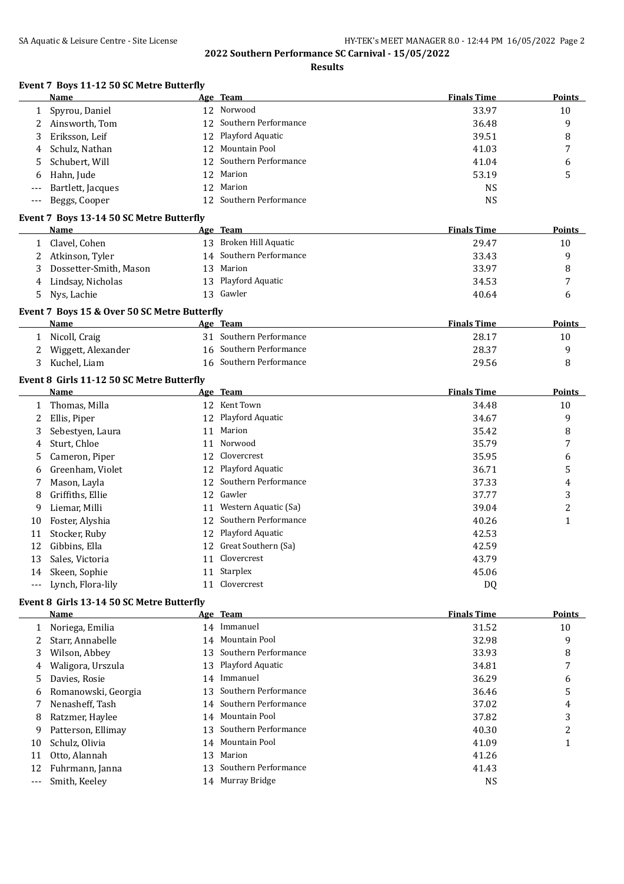## 2022 Southern Performance SC Carnival - 15/05/2022

### Results

#### Event 7 Boys 11-12 50 SC Metre Butterfly

| | Name | Age | Team | Finals Time | Points |
|---|---|---|---|---|---|
| 1 | Spyrou, Daniel | 12 | Norwood | 33.97 | 10 |
| 2 | Ainsworth, Tom | 12 | Southern Performance | 36.48 | 9 |
| 3 | Eriksson, Leif | 12 | Playford Aquatic | 39.51 | 8 |
| 4 | Schulz, Nathan | 12 | Mountain Pool | 41.03 | 7 |
| 5 | Schubert, Will | 12 | Southern Performance | 41.04 | 6 |
| 6 | Hahn, Jude | 12 | Marion | 53.19 | 5 |
| --- | Bartlett, Jacques | 12 | Marion | NS | |
| --- | Beggs, Cooper | 12 | Southern Performance | NS | |

#### Event 7 Boys 13-14 50 SC Metre Butterfly

| | Name | Age | Team | Finals Time | Points |
|---|---|---|---|---|---|
| 1 | Clavel, Cohen | 13 | Broken Hill Aquatic | 29.47 | 10 |
| 2 | Atkinson, Tyler | 14 | Southern Performance | 33.43 | 9 |
| 3 | Dossetter-Smith, Mason | 13 | Marion | 33.97 | 8 |
| 4 | Lindsay, Nicholas | 13 | Playford Aquatic | 34.53 | 7 |
| 5 | Nys, Lachie | 13 | Gawler | 40.64 | 6 |

#### Event 7 Boys 15 & Over 50 SC Metre Butterfly

| | Name | Age | Team | Finals Time | Points |
|---|---|---|---|---|---|
| 1 | Nicoll, Craig | 31 | Southern Performance | 28.17 | 10 |
| 2 | Wiggett, Alexander | 16 | Southern Performance | 28.37 | 9 |
| 3 | Kuchel, Liam | 16 | Southern Performance | 29.56 | 8 |

#### Event 8 Girls 11-12 50 SC Metre Butterfly

| | Name | Age | Team | Finals Time | Points |
|---|---|---|---|---|---|
| 1 | Thomas, Milla | 12 | Kent Town | 34.48 | 10 |
| 2 | Ellis, Piper | 12 | Playford Aquatic | 34.67 | 9 |
| 3 | Sebestyen, Laura | 11 | Marion | 35.42 | 8 |
| 4 | Sturt, Chloe | 11 | Norwood | 35.79 | 7 |
| 5 | Cameron, Piper | 12 | Clovercrest | 35.95 | 6 |
| 6 | Greenham, Violet | 12 | Playford Aquatic | 36.71 | 5 |
| 7 | Mason, Layla | 12 | Southern Performance | 37.33 | 4 |
| 8 | Griffiths, Ellie | 12 | Gawler | 37.77 | 3 |
| 9 | Liemar, Milli | 11 | Western Aquatic (Sa) | 39.04 | 2 |
| 10 | Foster, Alyshia | 12 | Southern Performance | 40.26 | 1 |
| 11 | Stocker, Ruby | 12 | Playford Aquatic | 42.53 | |
| 12 | Gibbins, Ella | 12 | Great Southern (Sa) | 42.59 | |
| 13 | Sales, Victoria | 11 | Clovercrest | 43.79 | |
| 14 | Skeen, Sophie | 11 | Starplex | 45.06 | |
| --- | Lynch, Flora-lily | 11 | Clovercrest | DQ | |

#### Event 8 Girls 13-14 50 SC Metre Butterfly

| | Name | Age | Team | Finals Time | Points |
|---|---|---|---|---|---|
| 1 | Noriega, Emilia | 14 | Immanuel | 31.52 | 10 |
| 2 | Starr, Annabelle | 14 | Mountain Pool | 32.98 | 9 |
| 3 | Wilson, Abbey | 13 | Southern Performance | 33.93 | 8 |
| 4 | Waligora, Urszula | 13 | Playford Aquatic | 34.81 | 7 |
| 5 | Davies, Rosie | 14 | Immanuel | 36.29 | 6 |
| 6 | Romanowski, Georgia | 13 | Southern Performance | 36.46 | 5 |
| 7 | Nenasheff, Tash | 14 | Southern Performance | 37.02 | 4 |
| 8 | Ratzmer, Haylee | 14 | Mountain Pool | 37.82 | 3 |
| 9 | Patterson, Ellimay | 13 | Southern Performance | 40.30 | 2 |
| 10 | Schulz, Olivia | 14 | Mountain Pool | 41.09 | 1 |
| 11 | Otto, Alannah | 13 | Marion | 41.26 | |
| 12 | Fuhrmann, Janna | 13 | Southern Performance | 41.43 | |
| --- | Smith, Keeley | 14 | Murray Bridge | NS | |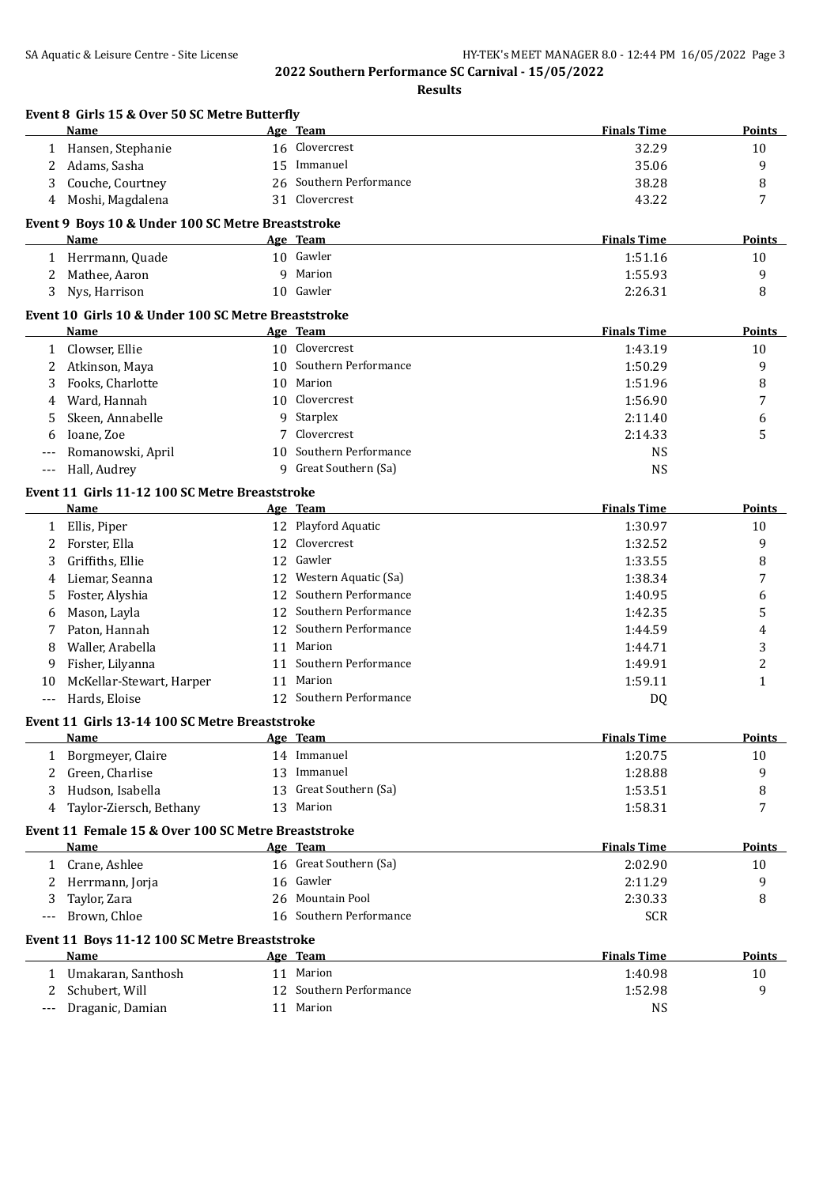## 2022 Southern Performance SC Carnival - 15/05/2022

### Results

**Event 8 Girls 15 & Over 50 SC Metre Butterfly**

| | Name | Age | Team | Finals Time | Points |
|---|---|---|---|---|---|
| 1 | Hansen, Stephanie | 16 | Clovercrest | 32.29 | 10 |
| 2 | Adams, Sasha | 15 | Immanuel | 35.06 | 9 |
| 3 | Couche, Courtney | 26 | Southern Performance | 38.28 | 8 |
| 4 | Moshi, Magdalena | 31 | Clovercrest | 43.22 | 7 |

**Event 9 Boys 10 & Under 100 SC Metre Breaststroke**

| | Name | Age | Team | Finals Time | Points |
|---|---|---|---|---|---|
| 1 | Herrmann, Quade | 10 | Gawler | 1:51.16 | 10 |
| 2 | Mathee, Aaron | 9 | Marion | 1:55.93 | 9 |
| 3 | Nys, Harrison | 10 | Gawler | 2:26.31 | 8 |

**Event 10 Girls 10 & Under 100 SC Metre Breaststroke**

| | Name | Age | Team | Finals Time | Points |
|---|---|---|---|---|---|
| 1 | Clowser, Ellie | 10 | Clovercrest | 1:43.19 | 10 |
| 2 | Atkinson, Maya | 10 | Southern Performance | 1:50.29 | 9 |
| 3 | Fooks, Charlotte | 10 | Marion | 1:51.96 | 8 |
| 4 | Ward, Hannah | 10 | Clovercrest | 1:56.90 | 7 |
| 5 | Skeen, Annabelle | 9 | Starplex | 2:11.40 | 6 |
| 6 | Ioane, Zoe | 7 | Clovercrest | 2:14.33 | 5 |
| --- | Romanowski, April | 10 | Southern Performance | NS | |
| --- | Hall, Audrey | 9 | Great Southern (Sa) | NS | |

**Event 11 Girls 11-12 100 SC Metre Breaststroke**

| | Name | Age | Team | Finals Time | Points |
|---|---|---|---|---|---|
| 1 | Ellis, Piper | 12 | Playford Aquatic | 1:30.97 | 10 |
| 2 | Forster, Ella | 12 | Clovercrest | 1:32.52 | 9 |
| 3 | Griffiths, Ellie | 12 | Gawler | 1:33.55 | 8 |
| 4 | Liemar, Seanna | 12 | Western Aquatic (Sa) | 1:38.34 | 7 |
| 5 | Foster, Alyshia | 12 | Southern Performance | 1:40.95 | 6 |
| 6 | Mason, Layla | 12 | Southern Performance | 1:42.35 | 5 |
| 7 | Paton, Hannah | 12 | Southern Performance | 1:44.59 | 4 |
| 8 | Waller, Arabella | 11 | Marion | 1:44.71 | 3 |
| 9 | Fisher, Lilyanna | 11 | Southern Performance | 1:49.91 | 2 |
| 10 | McKellar-Stewart, Harper | 11 | Marion | 1:59.11 | 1 |
| --- | Hards, Eloise | 12 | Southern Performance | DQ | |

**Event 11 Girls 13-14 100 SC Metre Breaststroke**

| | Name | Age | Team | Finals Time | Points |
|---|---|---|---|---|---|
| 1 | Borgmeyer, Claire | 14 | Immanuel | 1:20.75 | 10 |
| 2 | Green, Charlise | 13 | Immanuel | 1:28.88 | 9 |
| 3 | Hudson, Isabella | 13 | Great Southern (Sa) | 1:53.51 | 8 |
| 4 | Taylor-Ziersch, Bethany | 13 | Marion | 1:58.31 | 7 |

**Event 11 Female 15 & Over 100 SC Metre Breaststroke**

| | Name | Age | Team | Finals Time | Points |
|---|---|---|---|---|---|
| 1 | Crane, Ashlee | 16 | Great Southern (Sa) | 2:02.90 | 10 |
| 2 | Herrmann, Jorja | 16 | Gawler | 2:11.29 | 9 |
| 3 | Taylor, Zara | 26 | Mountain Pool | 2:30.33 | 8 |
| --- | Brown, Chloe | 16 | Southern Performance | SCR | |

**Event 11 Boys 11-12 100 SC Metre Breaststroke**

| | Name | Age | Team | Finals Time | Points |
|---|---|---|---|---|---|
| 1 | Umakaran, Santhosh | 11 | Marion | 1:40.98 | 10 |
| 2 | Schubert, Will | 12 | Southern Performance | 1:52.98 | 9 |
| --- | Draganic, Damian | 11 | Marion | NS | |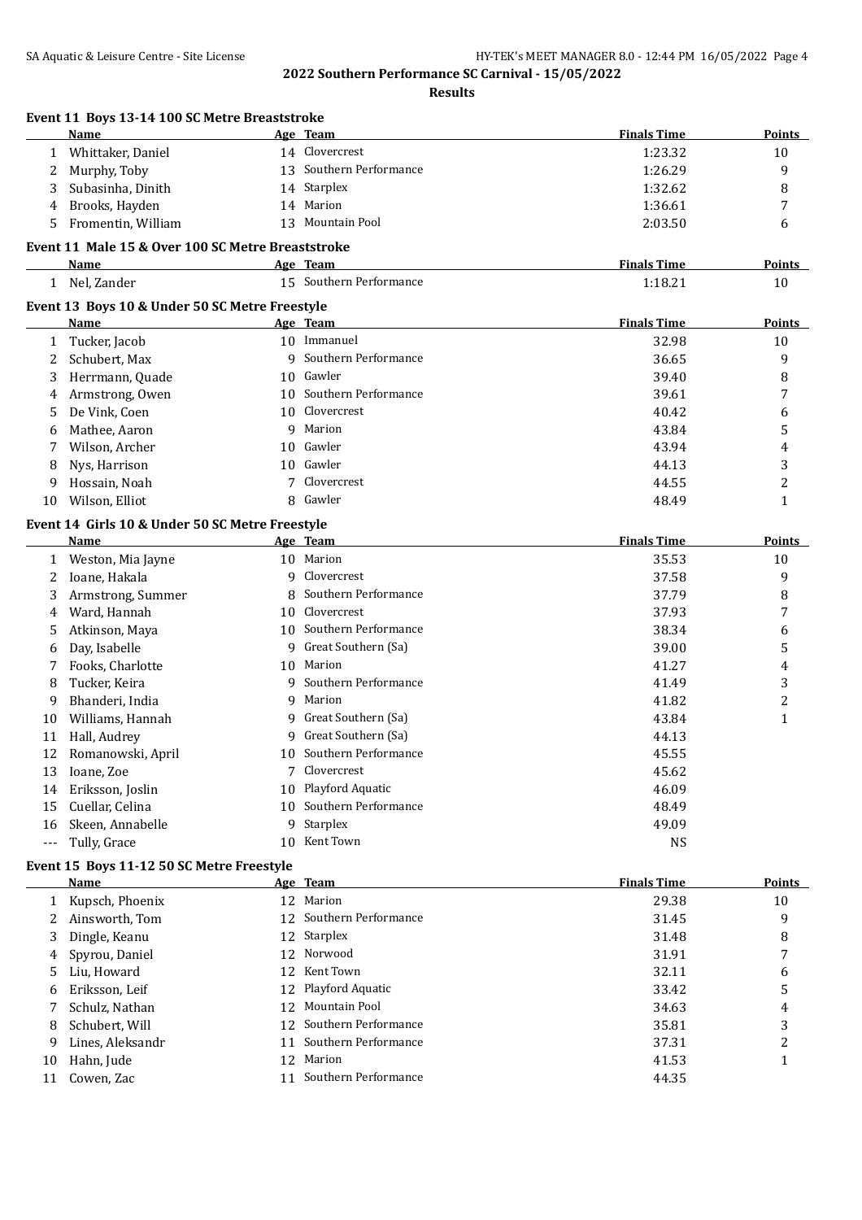## 2022 Southern Performance SC Carnival - 15/05/2022

### Results

### Event 11 Boys 13-14 100 SC Metre Breaststroke

| | Name | Age | Team | Finals Time | Points |
|---|---|---|---|---|---|
| 1 | Whittaker, Daniel | 14 | Clovercrest | 1:23.32 | 10 |
| 2 | Murphy, Toby | 13 | Southern Performance | 1:26.29 | 9 |
| 3 | Subasinha, Dinith | 14 | Starplex | 1:32.62 | 8 |
| 4 | Brooks, Hayden | 14 | Marion | 1:36.61 | 7 |
| 5 | Fromentin, William | 13 | Mountain Pool | 2:03.50 | 6 |

### Event 11 Male 15 & Over 100 SC Metre Breaststroke

| | Name | Age | Team | Finals Time | Points |
|---|---|---|---|---|---|
| 1 | Nel, Zander | 15 | Southern Performance | 1:18.21 | 10 |

### Event 13 Boys 10 & Under 50 SC Metre Freestyle

| | Name | Age | Team | Finals Time | Points |
|---|---|---|---|---|---|
| 1 | Tucker, Jacob | 10 | Immanuel | 32.98 | 10 |
| 2 | Schubert, Max | 9 | Southern Performance | 36.65 | 9 |
| 3 | Herrmann, Quade | 10 | Gawler | 39.40 | 8 |
| 4 | Armstrong, Owen | 10 | Southern Performance | 39.61 | 7 |
| 5 | De Vink, Coen | 10 | Clovercrest | 40.42 | 6 |
| 6 | Mathee, Aaron | 9 | Marion | 43.84 | 5 |
| 7 | Wilson, Archer | 10 | Gawler | 43.94 | 4 |
| 8 | Nys, Harrison | 10 | Gawler | 44.13 | 3 |
| 9 | Hossain, Noah | 7 | Clovercrest | 44.55 | 2 |
| 10 | Wilson, Elliot | 8 | Gawler | 48.49 | 1 |

### Event 14 Girls 10 & Under 50 SC Metre Freestyle

| | Name | Age | Team | Finals Time | Points |
|---|---|---|---|---|---|
| 1 | Weston, Mia Jayne | 10 | Marion | 35.53 | 10 |
| 2 | Ioane, Hakala | 9 | Clovercrest | 37.58 | 9 |
| 3 | Armstrong, Summer | 8 | Southern Performance | 37.79 | 8 |
| 4 | Ward, Hannah | 10 | Clovercrest | 37.93 | 7 |
| 5 | Atkinson, Maya | 10 | Southern Performance | 38.34 | 6 |
| 6 | Day, Isabelle | 9 | Great Southern (Sa) | 39.00 | 5 |
| 7 | Fooks, Charlotte | 10 | Marion | 41.27 | 4 |
| 8 | Tucker, Keira | 9 | Southern Performance | 41.49 | 3 |
| 9 | Bhanderi, India | 9 | Marion | 41.82 | 2 |
| 10 | Williams, Hannah | 9 | Great Southern (Sa) | 43.84 | 1 |
| 11 | Hall, Audrey | 9 | Great Southern (Sa) | 44.13 | |
| 12 | Romanowski, April | 10 | Southern Performance | 45.55 | |
| 13 | Ioane, Zoe | 7 | Clovercrest | 45.62 | |
| 14 | Eriksson, Joslin | 10 | Playford Aquatic | 46.09 | |
| 15 | Cuellar, Celina | 10 | Southern Performance | 48.49 | |
| 16 | Skeen, Annabelle | 9 | Starplex | 49.09 | |
| --- | Tully, Grace | 10 | Kent Town | NS | |

### Event 15 Boys 11-12 50 SC Metre Freestyle

| | Name | Age | Team | Finals Time | Points |
|---|---|---|---|---|---|
| 1 | Kupsch, Phoenix | 12 | Marion | 29.38 | 10 |
| 2 | Ainsworth, Tom | 12 | Southern Performance | 31.45 | 9 |
| 3 | Dingle, Keanu | 12 | Starplex | 31.48 | 8 |
| 4 | Spyrou, Daniel | 12 | Norwood | 31.91 | 7 |
| 5 | Liu, Howard | 12 | Kent Town | 32.11 | 6 |
| 6 | Eriksson, Leif | 12 | Playford Aquatic | 33.42 | 5 |
| 7 | Schulz, Nathan | 12 | Mountain Pool | 34.63 | 4 |
| 8 | Schubert, Will | 12 | Southern Performance | 35.81 | 3 |
| 9 | Lines, Aleksandr | 11 | Southern Performance | 37.31 | 2 |
| 10 | Hahn, Jude | 12 | Marion | 41.53 | 1 |
| 11 | Cowen, Zac | 11 | Southern Performance | 44.35 | |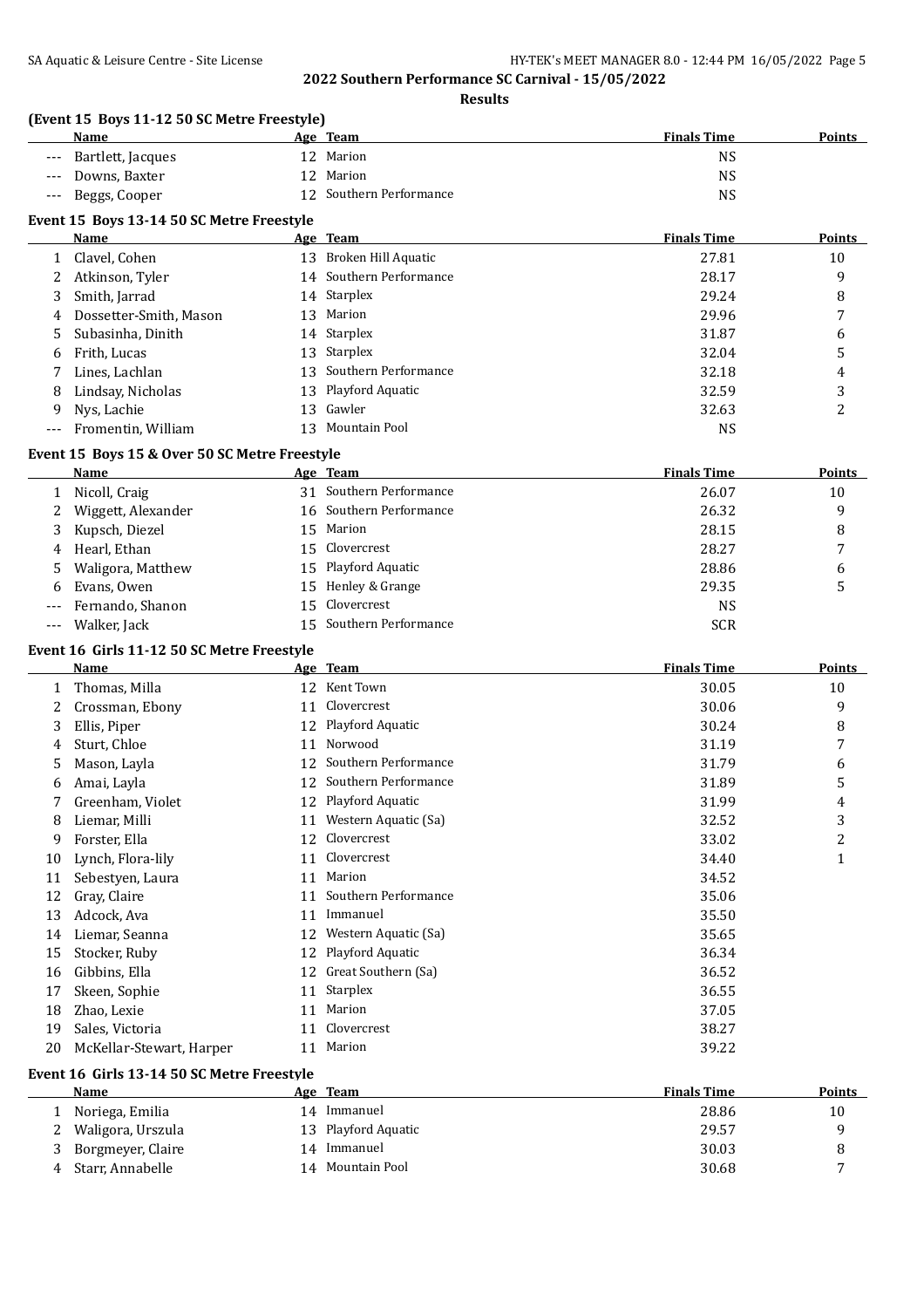## 2022 Southern Performance SC Carnival - 15/05/2022

### Results

**(Event 15 Boys 11-12 50 SC Metre Freestyle)**

| | Name | Age | Team | Finals Time | Points |
|---|---|---|---|---|---|
| --- | Bartlett, Jacques | 12 | Marion | NS | |
| --- | Downs, Baxter | 12 | Marion | NS | |
| --- | Beggs, Cooper | 12 | Southern Performance | NS | |

**Event 15 Boys 13-14 50 SC Metre Freestyle**

| | Name | Age | Team | Finals Time | Points |
|---|---|---|---|---|---|
| 1 | Clavel, Cohen | 13 | Broken Hill Aquatic | 27.81 | 10 |
| 2 | Atkinson, Tyler | 14 | Southern Performance | 28.17 | 9 |
| 3 | Smith, Jarrad | 14 | Starplex | 29.24 | 8 |
| 4 | Dossetter-Smith, Mason | 13 | Marion | 29.96 | 7 |
| 5 | Subasinha, Dinith | 14 | Starplex | 31.87 | 6 |
| 6 | Frith, Lucas | 13 | Starplex | 32.04 | 5 |
| 7 | Lines, Lachlan | 13 | Southern Performance | 32.18 | 4 |
| 8 | Lindsay, Nicholas | 13 | Playford Aquatic | 32.59 | 3 |
| 9 | Nys, Lachie | 13 | Gawler | 32.63 | 2 |
| --- | Fromentin, William | 13 | Mountain Pool | NS | |

**Event 15 Boys 15 & Over 50 SC Metre Freestyle**

| | Name | Age | Team | Finals Time | Points |
|---|---|---|---|---|---|
| 1 | Nicoll, Craig | 31 | Southern Performance | 26.07 | 10 |
| 2 | Wiggett, Alexander | 16 | Southern Performance | 26.32 | 9 |
| 3 | Kupsch, Diezel | 15 | Marion | 28.15 | 8 |
| 4 | Hearl, Ethan | 15 | Clovercrest | 28.27 | 7 |
| 5 | Waligora, Matthew | 15 | Playford Aquatic | 28.86 | 6 |
| 6 | Evans, Owen | 15 | Henley & Grange | 29.35 | 5 |
| --- | Fernando, Shanon | 15 | Clovercrest | NS | |
| --- | Walker, Jack | 15 | Southern Performance | SCR | |

**Event 16 Girls 11-12 50 SC Metre Freestyle**

| | Name | Age | Team | Finals Time | Points |
|---|---|---|---|---|---|
| 1 | Thomas, Milla | 12 | Kent Town | 30.05 | 10 |
| 2 | Crossman, Ebony | 11 | Clovercrest | 30.06 | 9 |
| 3 | Ellis, Piper | 12 | Playford Aquatic | 30.24 | 8 |
| 4 | Sturt, Chloe | 11 | Norwood | 31.19 | 7 |
| 5 | Mason, Layla | 12 | Southern Performance | 31.79 | 6 |
| 6 | Amai, Layla | 12 | Southern Performance | 31.89 | 5 |
| 7 | Greenham, Violet | 12 | Playford Aquatic | 31.99 | 4 |
| 8 | Liemar, Milli | 11 | Western Aquatic (Sa) | 32.52 | 3 |
| 9 | Forster, Ella | 12 | Clovercrest | 33.02 | 2 |
| 10 | Lynch, Flora-lily | 11 | Clovercrest | 34.40 | 1 |
| 11 | Sebestyen, Laura | 11 | Marion | 34.52 | |
| 12 | Gray, Claire | 11 | Southern Performance | 35.06 | |
| 13 | Adcock, Ava | 11 | Immanuel | 35.50 | |
| 14 | Liemar, Seanna | 12 | Western Aquatic (Sa) | 35.65 | |
| 15 | Stocker, Ruby | 12 | Playford Aquatic | 36.34 | |
| 16 | Gibbins, Ella | 12 | Great Southern (Sa) | 36.52 | |
| 17 | Skeen, Sophie | 11 | Starplex | 36.55 | |
| 18 | Zhao, Lexie | 11 | Marion | 37.05 | |
| 19 | Sales, Victoria | 11 | Clovercrest | 38.27 | |
| 20 | McKellar-Stewart, Harper | 11 | Marion | 39.22 | |

**Event 16 Girls 13-14 50 SC Metre Freestyle**

| | Name | Age | Team | Finals Time | Points |
|---|---|---|---|---|---|
| 1 | Noriega, Emilia | 14 | Immanuel | 28.86 | 10 |
| 2 | Waligora, Urszula | 13 | Playford Aquatic | 29.57 | 9 |
| 3 | Borgmeyer, Claire | 14 | Immanuel | 30.03 | 8 |
| 4 | Starr, Annabelle | 14 | Mountain Pool | 30.68 | 7 |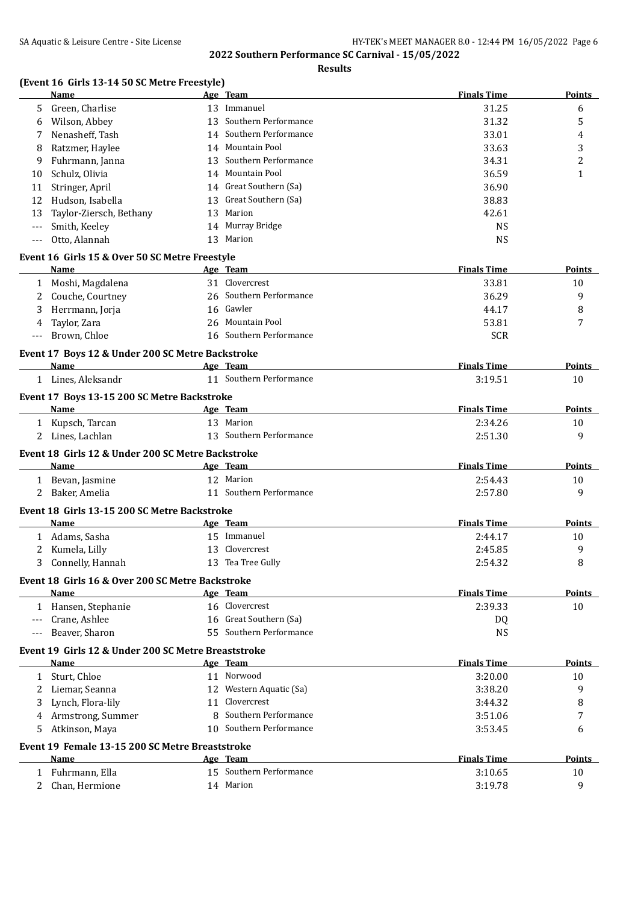## 2022 Southern Performance SC Carnival - 15/05/2022

### Results

#### (Event 16 Girls 13-14 50 SC Metre Freestyle)

| | Name | Age | Team | Finals Time | Points |
|---|---|---|---|---|---|
| 5 | Green, Charlise | 13 | Immanuel | 31.25 | 6 |
| 6 | Wilson, Abbey | 13 | Southern Performance | 31.32 | 5 |
| 7 | Nenasheff, Tash | 14 | Southern Performance | 33.01 | 4 |
| 8 | Ratzmer, Haylee | 14 | Mountain Pool | 33.63 | 3 |
| 9 | Fuhrmann, Janna | 13 | Southern Performance | 34.31 | 2 |
| 10 | Schulz, Olivia | 14 | Mountain Pool | 36.59 | 1 |
| 11 | Stringer, April | 14 | Great Southern (Sa) | 36.90 | |
| 12 | Hudson, Isabella | 13 | Great Southern (Sa) | 38.83 | |
| 13 | Taylor-Ziersch, Bethany | 13 | Marion | 42.61 | |
| --- | Smith, Keeley | 14 | Murray Bridge | NS | |
| --- | Otto, Alannah | 13 | Marion | NS | |

#### Event 16 Girls 15 & Over 50 SC Metre Freestyle

| | Name | Age | Team | Finals Time | Points |
|---|---|---|---|---|---|
| 1 | Moshi, Magdalena | 31 | Clovercrest | 33.81 | 10 |
| 2 | Couche, Courtney | 26 | Southern Performance | 36.29 | 9 |
| 3 | Herrmann, Jorja | 16 | Gawler | 44.17 | 8 |
| 4 | Taylor, Zara | 26 | Mountain Pool | 53.81 | 7 |
| --- | Brown, Chloe | 16 | Southern Performance | SCR | |

#### Event 17 Boys 12 & Under 200 SC Metre Backstroke

| | Name | Age | Team | Finals Time | Points |
|---|---|---|---|---|---|
| 1 | Lines, Aleksandr | 11 | Southern Performance | 3:19.51 | 10 |

#### Event 17 Boys 13-15 200 SC Metre Backstroke

| | Name | Age | Team | Finals Time | Points |
|---|---|---|---|---|---|
| 1 | Kupsch, Tarcan | 13 | Marion | 2:34.26 | 10 |
| 2 | Lines, Lachlan | 13 | Southern Performance | 2:51.30 | 9 |

#### Event 18 Girls 12 & Under 200 SC Metre Backstroke

| | Name | Age | Team | Finals Time | Points |
|---|---|---|---|---|---|
| 1 | Bevan, Jasmine | 12 | Marion | 2:54.43 | 10 |
| 2 | Baker, Amelia | 11 | Southern Performance | 2:57.80 | 9 |

#### Event 18 Girls 13-15 200 SC Metre Backstroke

| | Name | Age | Team | Finals Time | Points |
|---|---|---|---|---|---|
| 1 | Adams, Sasha | 15 | Immanuel | 2:44.17 | 10 |
| 2 | Kumela, Lilly | 13 | Clovercrest | 2:45.85 | 9 |
| 3 | Connelly, Hannah | 13 | Tea Tree Gully | 2:54.32 | 8 |

#### Event 18 Girls 16 & Over 200 SC Metre Backstroke

| | Name | Age | Team | Finals Time | Points |
|---|---|---|---|---|---|
| 1 | Hansen, Stephanie | 16 | Clovercrest | 2:39.33 | 10 |
| --- | Crane, Ashlee | 16 | Great Southern (Sa) | DQ | |
| --- | Beaver, Sharon | 55 | Southern Performance | NS | |

#### Event 19 Girls 12 & Under 200 SC Metre Breaststroke

| | Name | Age | Team | Finals Time | Points |
|---|---|---|---|---|---|
| 1 | Sturt, Chloe | 11 | Norwood | 3:20.00 | 10 |
| 2 | Liemar, Seanna | 12 | Western Aquatic (Sa) | 3:38.20 | 9 |
| 3 | Lynch, Flora-lily | 11 | Clovercrest | 3:44.32 | 8 |
| 4 | Armstrong, Summer | 8 | Southern Performance | 3:51.06 | 7 |
| 5 | Atkinson, Maya | 10 | Southern Performance | 3:53.45 | 6 |

#### Event 19 Female 13-15 200 SC Metre Breaststroke

| | Name | Age | Team | Finals Time | Points |
|---|---|---|---|---|---|
| 1 | Fuhrmann, Ella | 15 | Southern Performance | 3:10.65 | 10 |
| 2 | Chan, Hermione | 14 | Marion | 3:19.78 | 9 |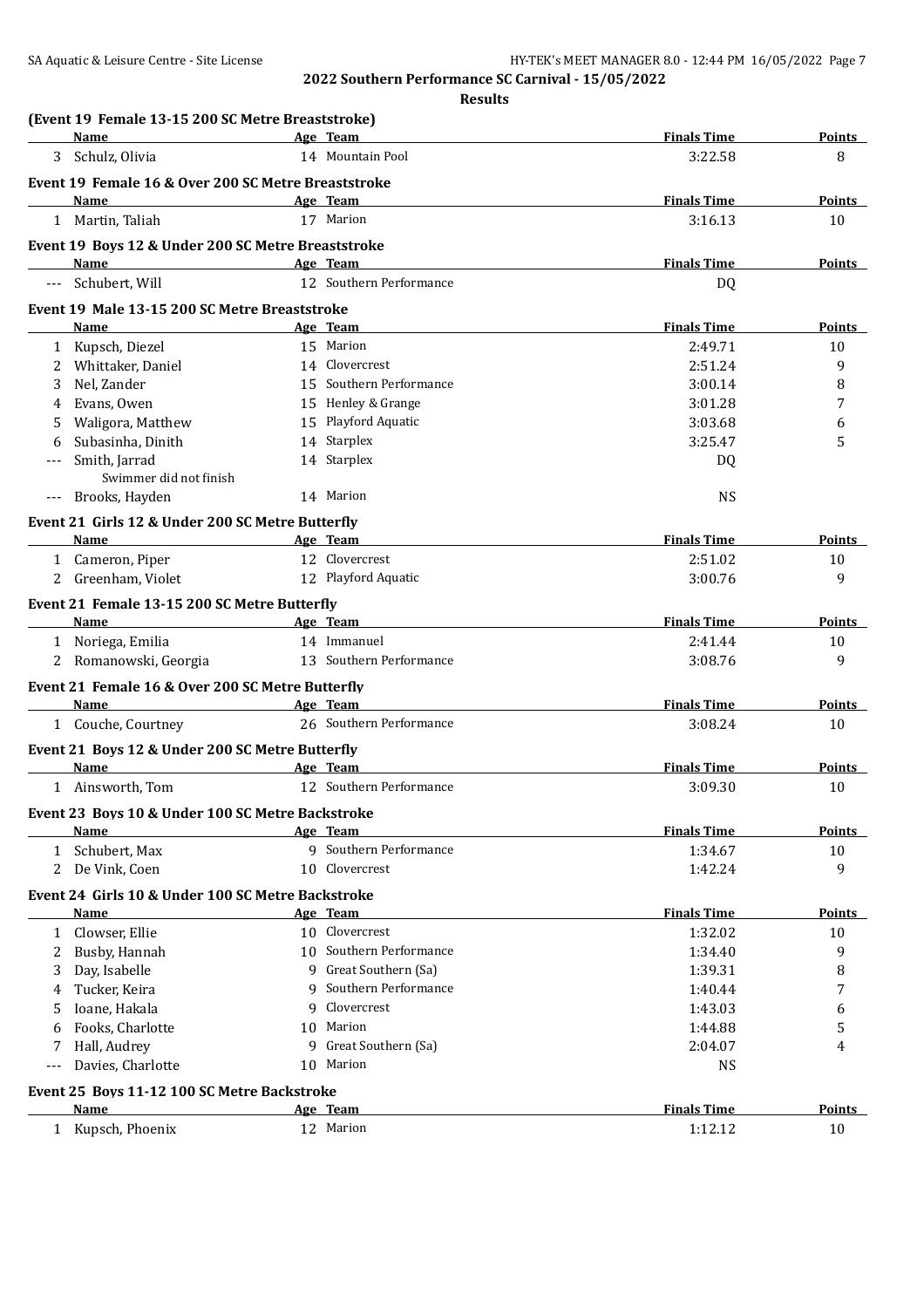## 2022 Southern Performance SC Carnival - 15/05/2022

### Results

**(Event 19 Female 13-15 200 SC Metre Breaststroke)**

| | Name | Age | Team | Finals Time | Points |
|---|---|---|---|---|---|
| 3 | Schulz, Olivia | 14 | Mountain Pool | 3:22.58 | 8 |

**Event 19 Female 16 & Over 200 SC Metre Breaststroke**

| | Name | Age | Team | Finals Time | Points |
|---|---|---|---|---|---|
| 1 | Martin, Taliah | 17 | Marion | 3:16.13 | 10 |

**Event 19 Boys 12 & Under 200 SC Metre Breaststroke**

| | Name | Age | Team | Finals Time | Points |
|---|---|---|---|---|---|
| --- | Schubert, Will | 12 | Southern Performance | DQ | |

**Event 19 Male 13-15 200 SC Metre Breaststroke**

| | Name | Age | Team | Finals Time | Points |
|---|---|---|---|---|---|
| 1 | Kupsch, Diezel | 15 | Marion | 2:49.71 | 10 |
| 2 | Whittaker, Daniel | 14 | Clovercrest | 2:51.24 | 9 |
| 3 | Nel, Zander | 15 | Southern Performance | 3:00.14 | 8 |
| 4 | Evans, Owen | 15 | Henley & Grange | 3:01.28 | 7 |
| 5 | Waligora, Matthew | 15 | Playford Aquatic | 3:03.68 | 6 |
| 6 | Subasinha, Dinith | 14 | Starplex | 3:25.47 | 5 |
| --- | Smith, Jarrad | 14 | Starplex | DQ | |
| | Swimmer did not finish | | | | |
| --- | Brooks, Hayden | 14 | Marion | NS | |

**Event 21 Girls 12 & Under 200 SC Metre Butterfly**

| | Name | Age | Team | Finals Time | Points |
|---|---|---|---|---|---|
| 1 | Cameron, Piper | 12 | Clovercrest | 2:51.02 | 10 |
| 2 | Greenham, Violet | 12 | Playford Aquatic | 3:00.76 | 9 |

**Event 21 Female 13-15 200 SC Metre Butterfly**

| | Name | Age | Team | Finals Time | Points |
|---|---|---|---|---|---|
| 1 | Noriega, Emilia | 14 | Immanuel | 2:41.44 | 10 |
| 2 | Romanowski, Georgia | 13 | Southern Performance | 3:08.76 | 9 |

**Event 21 Female 16 & Over 200 SC Metre Butterfly**

| | Name | Age | Team | Finals Time | Points |
|---|---|---|---|---|---|
| 1 | Couche, Courtney | 26 | Southern Performance | 3:08.24 | 10 |

**Event 21 Boys 12 & Under 200 SC Metre Butterfly**

| | Name | Age | Team | Finals Time | Points |
|---|---|---|---|---|---|
| 1 | Ainsworth, Tom | 12 | Southern Performance | 3:09.30 | 10 |

**Event 23 Boys 10 & Under 100 SC Metre Backstroke**

| | Name | Age | Team | Finals Time | Points |
|---|---|---|---|---|---|
| 1 | Schubert, Max | 9 | Southern Performance | 1:34.67 | 10 |
| 2 | De Vink, Coen | 10 | Clovercrest | 1:42.24 | 9 |

**Event 24 Girls 10 & Under 100 SC Metre Backstroke**

| | Name | Age | Team | Finals Time | Points |
|---|---|---|---|---|---|
| 1 | Clowser, Ellie | 10 | Clovercrest | 1:32.02 | 10 |
| 2 | Busby, Hannah | 10 | Southern Performance | 1:34.40 | 9 |
| 3 | Day, Isabelle | 9 | Great Southern (Sa) | 1:39.31 | 8 |
| 4 | Tucker, Keira | 9 | Southern Performance | 1:40.44 | 7 |
| 5 | Ioane, Hakala | 9 | Clovercrest | 1:43.03 | 6 |
| 6 | Fooks, Charlotte | 10 | Marion | 1:44.88 | 5 |
| 7 | Hall, Audrey | 9 | Great Southern (Sa) | 2:04.07 | 4 |
| --- | Davies, Charlotte | 10 | Marion | NS | |

**Event 25 Boys 11-12 100 SC Metre Backstroke**

| | Name | Age | Team | Finals Time | Points |
|---|---|---|---|---|---|
| 1 | Kupsch, Phoenix | 12 | Marion | 1:12.12 | 10 |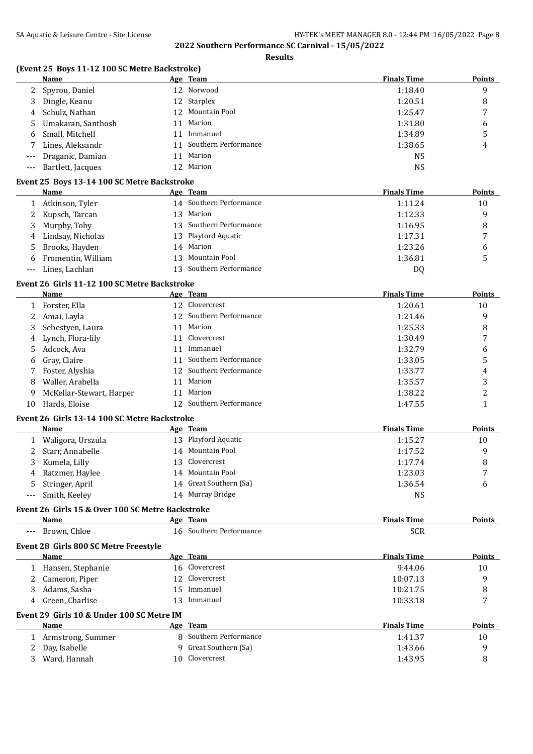## 2022 Southern Performance SC Carnival - 15/05/2022

**Results**

### (Event 25 Boys 11-12 100 SC Metre Backstroke)

| | Name | Age | Team | Finals Time | Points |
|---|---|---|---|---|---|
| 2 | Spyrou, Daniel | 12 | Norwood | 1:18.40 | 9 |
| 3 | Dingle, Keanu | 12 | Starplex | 1:20.51 | 8 |
| 4 | Schulz, Nathan | 12 | Mountain Pool | 1:25.47 | 7 |
| 5 | Umakaran, Santhosh | 11 | Marion | 1:31.80 | 6 |
| 6 | Small, Mitchell | 11 | Immanuel | 1:34.89 | 5 |
| 7 | Lines, Aleksandr | 11 | Southern Performance | 1:38.65 | 4 |
| --- | Draganic, Damian | 11 | Marion | NS | |
| --- | Bartlett, Jacques | 12 | Marion | NS | |

### Event 25 Boys 13-14 100 SC Metre Backstroke

| | Name | Age | Team | Finals Time | Points |
|---|---|---|---|---|---|
| 1 | Atkinson, Tyler | 14 | Southern Performance | 1:11.24 | 10 |
| 2 | Kupsch, Tarcan | 13 | Marion | 1:12.33 | 9 |
| 3 | Murphy, Toby | 13 | Southern Performance | 1:16.95 | 8 |
| 4 | Lindsay, Nicholas | 13 | Playford Aquatic | 1:17.31 | 7 |
| 5 | Brooks, Hayden | 14 | Marion | 1:23.26 | 6 |
| 6 | Fromentin, William | 13 | Mountain Pool | 1:36.81 | 5 |
| --- | Lines, Lachlan | 13 | Southern Performance | DQ | |

### Event 26 Girls 11-12 100 SC Metre Backstroke

| | Name | Age | Team | Finals Time | Points |
|---|---|---|---|---|---|
| 1 | Forster, Ella | 12 | Clovercrest | 1:20.61 | 10 |
| 2 | Amai, Layla | 12 | Southern Performance | 1:21.46 | 9 |
| 3 | Sebestyen, Laura | 11 | Marion | 1:25.33 | 8 |
| 4 | Lynch, Flora-lily | 11 | Clovercrest | 1:30.49 | 7 |
| 5 | Adcock, Ava | 11 | Immanuel | 1:32.79 | 6 |
| 6 | Gray, Claire | 11 | Southern Performance | 1:33.05 | 5 |
| 7 | Foster, Alyshia | 12 | Southern Performance | 1:33.77 | 4 |
| 8 | Waller, Arabella | 11 | Marion | 1:35.57 | 3 |
| 9 | McKellar-Stewart, Harper | 11 | Marion | 1:38.22 | 2 |
| 10 | Hards, Eloise | 12 | Southern Performance | 1:47.55 | 1 |

### Event 26 Girls 13-14 100 SC Metre Backstroke

| | Name | Age | Team | Finals Time | Points |
|---|---|---|---|---|---|
| 1 | Waligora, Urszula | 13 | Playford Aquatic | 1:15.27 | 10 |
| 2 | Starr, Annabelle | 14 | Mountain Pool | 1:17.52 | 9 |
| 3 | Kumela, Lilly | 13 | Clovercrest | 1:17.74 | 8 |
| 4 | Ratzmer, Haylee | 14 | Mountain Pool | 1:23.03 | 7 |
| 5 | Stringer, April | 14 | Great Southern (Sa) | 1:36.54 | 6 |
| --- | Smith, Keeley | 14 | Murray Bridge | NS | |

### Event 26 Girls 15 & Over 100 SC Metre Backstroke

| | Name | Age | Team | Finals Time | Points |
|---|---|---|---|---|---|
| --- | Brown, Chloe | 16 | Southern Performance | SCR | |

### Event 28 Girls 800 SC Metre Freestyle

| | Name | Age | Team | Finals Time | Points |
|---|---|---|---|---|---|
| 1 | Hansen, Stephanie | 16 | Clovercrest | 9:44.06 | 10 |
| 2 | Cameron, Piper | 12 | Clovercrest | 10:07.13 | 9 |
| 3 | Adams, Sasha | 15 | Immanuel | 10:21.75 | 8 |
| 4 | Green, Charlise | 13 | Immanuel | 10:33.18 | 7 |

### Event 29 Girls 10 & Under 100 SC Metre IM

| | Name | Age | Team | Finals Time | Points |
|---|---|---|---|---|---|
| 1 | Armstrong, Summer | 8 | Southern Performance | 1:41.37 | 10 |
| 2 | Day, Isabelle | 9 | Great Southern (Sa) | 1:43.66 | 9 |
| 3 | Ward, Hannah | 10 | Clovercrest | 1:43.95 | 8 |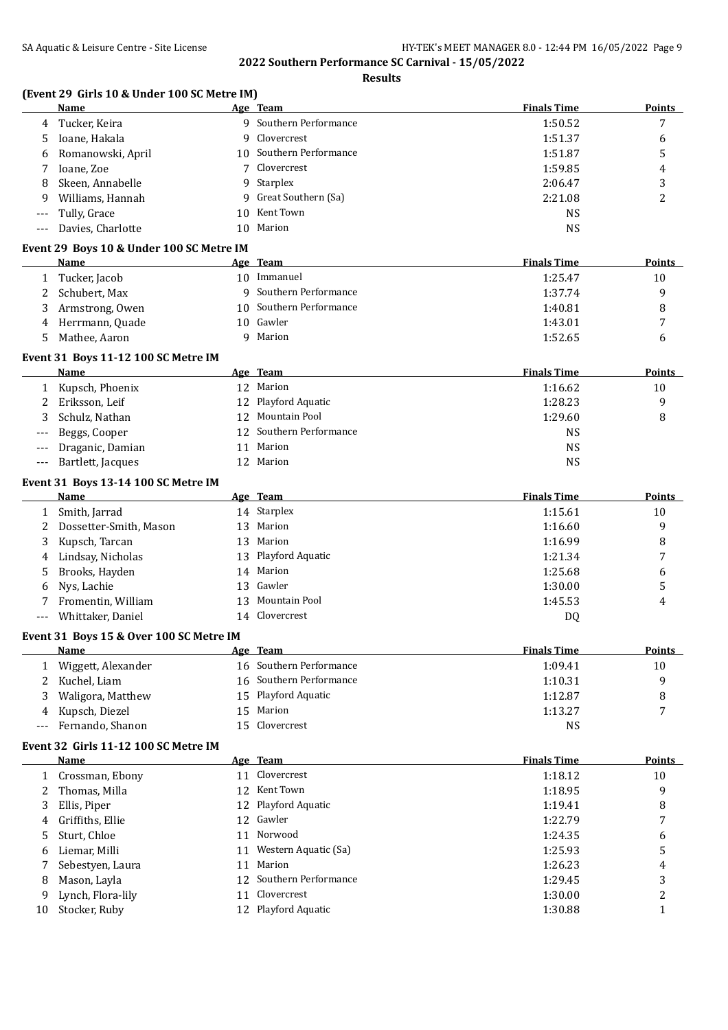## 2022 Southern Performance SC Carnival - 15/05/2022

### Results

#### (Event 29 Girls 10 & Under 100 SC Metre IM)

| | Name | Age | Team | Finals Time | Points |
|---|---|---|---|---|---|
| 4 | Tucker, Keira | 9 | Southern Performance | 1:50.52 | 7 |
| 5 | Ioane, Hakala | 9 | Clovercrest | 1:51.37 | 6 |
| 6 | Romanowski, April | 10 | Southern Performance | 1:51.87 | 5 |
| 7 | Ioane, Zoe | 7 | Clovercrest | 1:59.85 | 4 |
| 8 | Skeen, Annabelle | 9 | Starplex | 2:06.47 | 3 |
| 9 | Williams, Hannah | 9 | Great Southern (Sa) | 2:21.08 | 2 |
| --- | Tully, Grace | 10 | Kent Town | NS | |
| --- | Davies, Charlotte | 10 | Marion | NS | |

#### Event 29 Boys 10 & Under 100 SC Metre IM

| | Name | Age | Team | Finals Time | Points |
|---|---|---|---|---|---|
| 1 | Tucker, Jacob | 10 | Immanuel | 1:25.47 | 10 |
| 2 | Schubert, Max | 9 | Southern Performance | 1:37.74 | 9 |
| 3 | Armstrong, Owen | 10 | Southern Performance | 1:40.81 | 8 |
| 4 | Herrmann, Quade | 10 | Gawler | 1:43.01 | 7 |
| 5 | Mathee, Aaron | 9 | Marion | 1:52.65 | 6 |

#### Event 31 Boys 11-12 100 SC Metre IM

| | Name | Age | Team | Finals Time | Points |
|---|---|---|---|---|---|
| 1 | Kupsch, Phoenix | 12 | Marion | 1:16.62 | 10 |
| 2 | Eriksson, Leif | 12 | Playford Aquatic | 1:28.23 | 9 |
| 3 | Schulz, Nathan | 12 | Mountain Pool | 1:29.60 | 8 |
| --- | Beggs, Cooper | 12 | Southern Performance | NS | |
| --- | Draganic, Damian | 11 | Marion | NS | |
| --- | Bartlett, Jacques | 12 | Marion | NS | |

#### Event 31 Boys 13-14 100 SC Metre IM

| | Name | Age | Team | Finals Time | Points |
|---|---|---|---|---|---|
| 1 | Smith, Jarrad | 14 | Starplex | 1:15.61 | 10 |
| 2 | Dossetter-Smith, Mason | 13 | Marion | 1:16.60 | 9 |
| 3 | Kupsch, Tarcan | 13 | Marion | 1:16.99 | 8 |
| 4 | Lindsay, Nicholas | 13 | Playford Aquatic | 1:21.34 | 7 |
| 5 | Brooks, Hayden | 14 | Marion | 1:25.68 | 6 |
| 6 | Nys, Lachie | 13 | Gawler | 1:30.00 | 5 |
| 7 | Fromentin, William | 13 | Mountain Pool | 1:45.53 | 4 |
| --- | Whittaker, Daniel | 14 | Clovercrest | DQ | |

#### Event 31 Boys 15 & Over 100 SC Metre IM

| | Name | Age | Team | Finals Time | Points |
|---|---|---|---|---|---|
| 1 | Wiggett, Alexander | 16 | Southern Performance | 1:09.41 | 10 |
| 2 | Kuchel, Liam | 16 | Southern Performance | 1:10.31 | 9 |
| 3 | Waligora, Matthew | 15 | Playford Aquatic | 1:12.87 | 8 |
| 4 | Kupsch, Diezel | 15 | Marion | 1:13.27 | 7 |
| --- | Fernando, Shanon | 15 | Clovercrest | NS | |

#### Event 32 Girls 11-12 100 SC Metre IM

| | Name | Age | Team | Finals Time | Points |
|---|---|---|---|---|---|
| 1 | Crossman, Ebony | 11 | Clovercrest | 1:18.12 | 10 |
| 2 | Thomas, Milla | 12 | Kent Town | 1:18.95 | 9 |
| 3 | Ellis, Piper | 12 | Playford Aquatic | 1:19.41 | 8 |
| 4 | Griffiths, Ellie | 12 | Gawler | 1:22.79 | 7 |
| 5 | Sturt, Chloe | 11 | Norwood | 1:24.35 | 6 |
| 6 | Liemar, Milli | 11 | Western Aquatic (Sa) | 1:25.93 | 5 |
| 7 | Sebestyen, Laura | 11 | Marion | 1:26.23 | 4 |
| 8 | Mason, Layla | 12 | Southern Performance | 1:29.45 | 3 |
| 9 | Lynch, Flora-lily | 11 | Clovercrest | 1:30.00 | 2 |
| 10 | Stocker, Ruby | 12 | Playford Aquatic | 1:30.88 | 1 |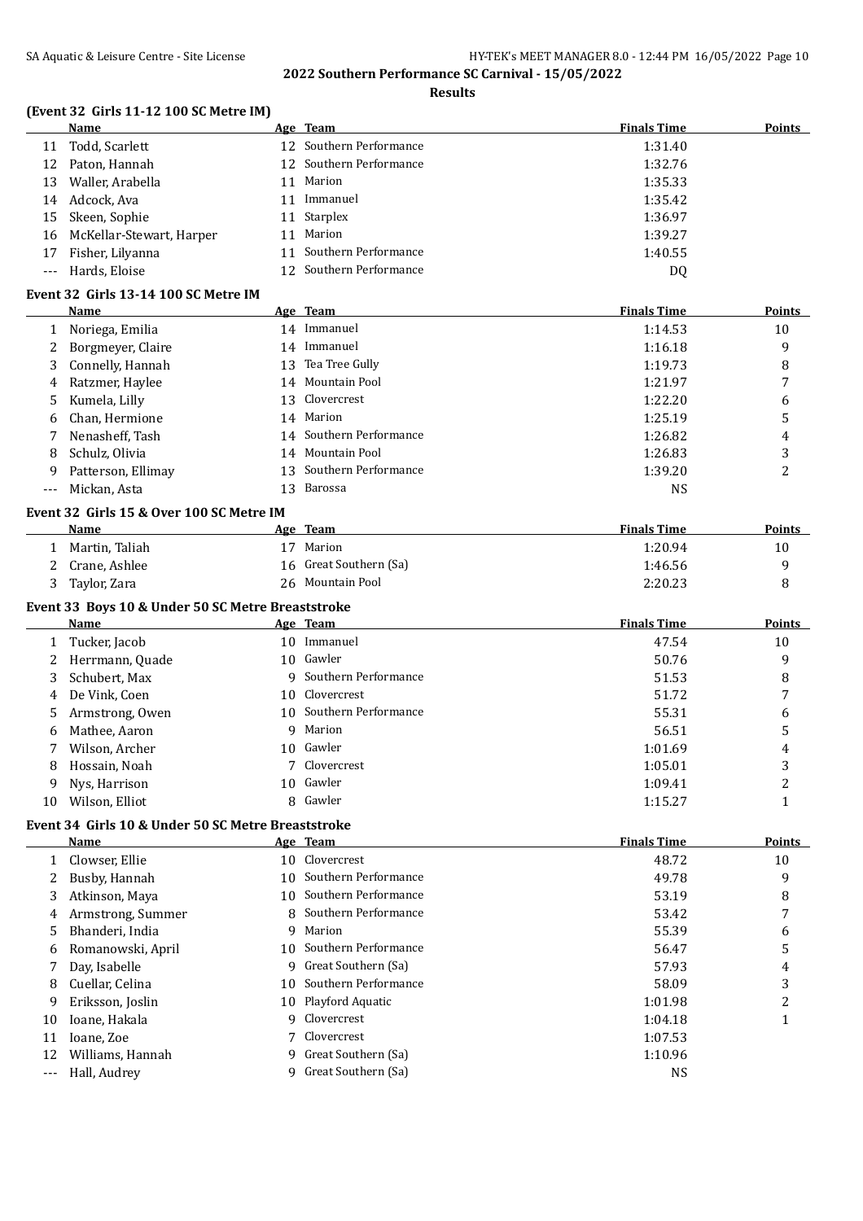## 2022 Southern Performance SC Carnival - 15/05/2022

### Results

#### (Event 32 Girls 11-12 100 SC Metre IM)

| | Name | Age | Team | Finals Time | Points |
|---|---|---|---|---|---|
| 11 | Todd, Scarlett | 12 | Southern Performance | 1:31.40 | |
| 12 | Paton, Hannah | 12 | Southern Performance | 1:32.76 | |
| 13 | Waller, Arabella | 11 | Marion | 1:35.33 | |
| 14 | Adcock, Ava | 11 | Immanuel | 1:35.42 | |
| 15 | Skeen, Sophie | 11 | Starplex | 1:36.97 | |
| 16 | McKellar-Stewart, Harper | 11 | Marion | 1:39.27 | |
| 17 | Fisher, Lilyanna | 11 | Southern Performance | 1:40.55 | |
| --- | Hards, Eloise | 12 | Southern Performance | DQ | |

#### Event 32 Girls 13-14 100 SC Metre IM

| | Name | Age | Team | Finals Time | Points |
|---|---|---|---|---|---|
| 1 | Noriega, Emilia | 14 | Immanuel | 1:14.53 | 10 |
| 2 | Borgmeyer, Claire | 14 | Immanuel | 1:16.18 | 9 |
| 3 | Connelly, Hannah | 13 | Tea Tree Gully | 1:19.73 | 8 |
| 4 | Ratzmer, Haylee | 14 | Mountain Pool | 1:21.97 | 7 |
| 5 | Kumela, Lilly | 13 | Clovercrest | 1:22.20 | 6 |
| 6 | Chan, Hermione | 14 | Marion | 1:25.19 | 5 |
| 7 | Nenasheff, Tash | 14 | Southern Performance | 1:26.82 | 4 |
| 8 | Schulz, Olivia | 14 | Mountain Pool | 1:26.83 | 3 |
| 9 | Patterson, Ellimay | 13 | Southern Performance | 1:39.20 | 2 |
| --- | Mickan, Asta | 13 | Barossa | NS | |

#### Event 32 Girls 15 & Over 100 SC Metre IM

| | Name | Age | Team | Finals Time | Points |
|---|---|---|---|---|---|
| 1 | Martin, Taliah | 17 | Marion | 1:20.94 | 10 |
| 2 | Crane, Ashlee | 16 | Great Southern (Sa) | 1:46.56 | 9 |
| 3 | Taylor, Zara | 26 | Mountain Pool | 2:20.23 | 8 |

#### Event 33 Boys 10 & Under 50 SC Metre Breaststroke

| | Name | Age | Team | Finals Time | Points |
|---|---|---|---|---|---|
| 1 | Tucker, Jacob | 10 | Immanuel | 47.54 | 10 |
| 2 | Herrmann, Quade | 10 | Gawler | 50.76 | 9 |
| 3 | Schubert, Max | 9 | Southern Performance | 51.53 | 8 |
| 4 | De Vink, Coen | 10 | Clovercrest | 51.72 | 7 |
| 5 | Armstrong, Owen | 10 | Southern Performance | 55.31 | 6 |
| 6 | Mathee, Aaron | 9 | Marion | 56.51 | 5 |
| 7 | Wilson, Archer | 10 | Gawler | 1:01.69 | 4 |
| 8 | Hossain, Noah | 7 | Clovercrest | 1:05.01 | 3 |
| 9 | Nys, Harrison | 10 | Gawler | 1:09.41 | 2 |
| 10 | Wilson, Elliot | 8 | Gawler | 1:15.27 | 1 |

#### Event 34 Girls 10 & Under 50 SC Metre Breaststroke

| | Name | Age | Team | Finals Time | Points |
|---|---|---|---|---|---|
| 1 | Clowser, Ellie | 10 | Clovercrest | 48.72 | 10 |
| 2 | Busby, Hannah | 10 | Southern Performance | 49.78 | 9 |
| 3 | Atkinson, Maya | 10 | Southern Performance | 53.19 | 8 |
| 4 | Armstrong, Summer | 8 | Southern Performance | 53.42 | 7 |
| 5 | Bhanderi, India | 9 | Marion | 55.39 | 6 |
| 6 | Romanowski, April | 10 | Southern Performance | 56.47 | 5 |
| 7 | Day, Isabelle | 9 | Great Southern (Sa) | 57.93 | 4 |
| 8 | Cuellar, Celina | 10 | Southern Performance | 58.09 | 3 |
| 9 | Eriksson, Joslin | 10 | Playford Aquatic | 1:01.98 | 2 |
| 10 | Ioane, Hakala | 9 | Clovercrest | 1:04.18 | 1 |
| 11 | Ioane, Zoe | 7 | Clovercrest | 1:07.53 | |
| 12 | Williams, Hannah | 9 | Great Southern (Sa) | 1:10.96 | |
| --- | Hall, Audrey | 9 | Great Southern (Sa) | NS | |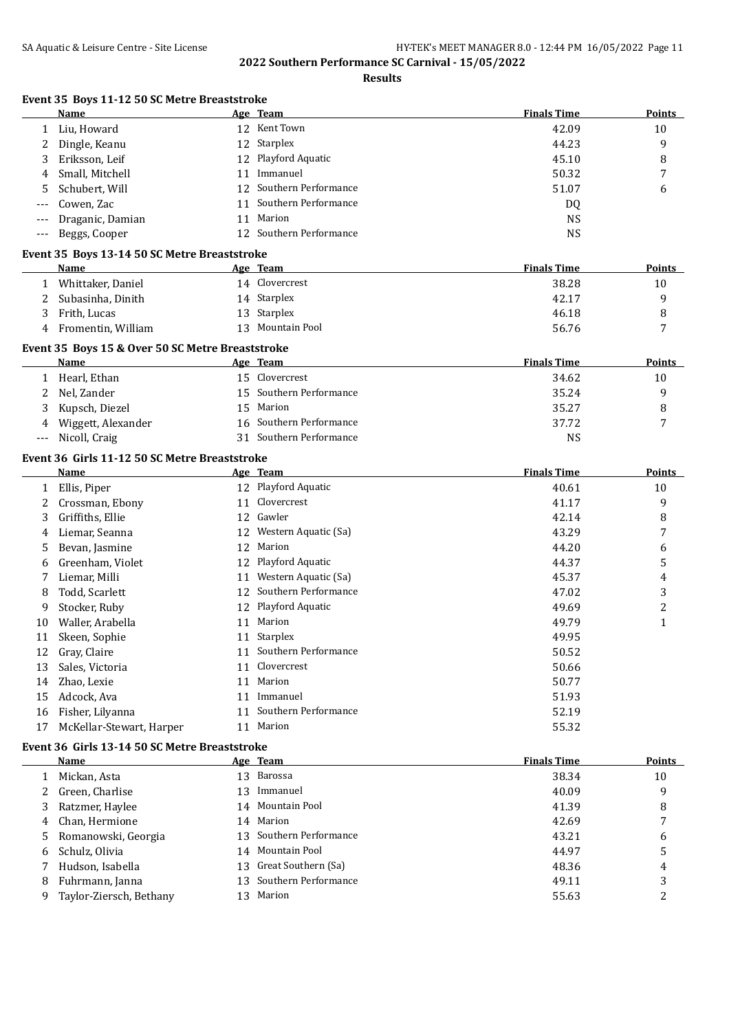# 2022 Southern Performance SC Carnival - 15/05/2022

## Results

### Event 35 Boys 11-12 50 SC Metre Breaststroke

| | Name | Age | Team | Finals Time | Points |
|---|---|---|---|---|---|
| 1 | Liu, Howard | 12 | Kent Town | 42.09 | 10 |
| 2 | Dingle, Keanu | 12 | Starplex | 44.23 | 9 |
| 3 | Eriksson, Leif | 12 | Playford Aquatic | 45.10 | 8 |
| 4 | Small, Mitchell | 11 | Immanuel | 50.32 | 7 |
| 5 | Schubert, Will | 12 | Southern Performance | 51.07 | 6 |
| --- | Cowen, Zac | 11 | Southern Performance | DQ | |
| --- | Draganic, Damian | 11 | Marion | NS | |
| --- | Beggs, Cooper | 12 | Southern Performance | NS | |

### Event 35 Boys 13-14 50 SC Metre Breaststroke

| | Name | Age | Team | Finals Time | Points |
|---|---|---|---|---|---|
| 1 | Whittaker, Daniel | 14 | Clovercrest | 38.28 | 10 |
| 2 | Subasinha, Dinith | 14 | Starplex | 42.17 | 9 |
| 3 | Frith, Lucas | 13 | Starplex | 46.18 | 8 |
| 4 | Fromentin, William | 13 | Mountain Pool | 56.76 | 7 |

### Event 35 Boys 15 & Over 50 SC Metre Breaststroke

| | Name | Age | Team | Finals Time | Points |
|---|---|---|---|---|---|
| 1 | Hearl, Ethan | 15 | Clovercrest | 34.62 | 10 |
| 2 | Nel, Zander | 15 | Southern Performance | 35.24 | 9 |
| 3 | Kupsch, Diezel | 15 | Marion | 35.27 | 8 |
| 4 | Wiggett, Alexander | 16 | Southern Performance | 37.72 | 7 |
| --- | Nicoll, Craig | 31 | Southern Performance | NS | |

### Event 36 Girls 11-12 50 SC Metre Breaststroke

| | Name | Age | Team | Finals Time | Points |
|---|---|---|---|---|---|
| 1 | Ellis, Piper | 12 | Playford Aquatic | 40.61 | 10 |
| 2 | Crossman, Ebony | 11 | Clovercrest | 41.17 | 9 |
| 3 | Griffiths, Ellie | 12 | Gawler | 42.14 | 8 |
| 4 | Liemar, Seanna | 12 | Western Aquatic (Sa) | 43.29 | 7 |
| 5 | Bevan, Jasmine | 12 | Marion | 44.20 | 6 |
| 6 | Greenham, Violet | 12 | Playford Aquatic | 44.37 | 5 |
| 7 | Liemar, Milli | 11 | Western Aquatic (Sa) | 45.37 | 4 |
| 8 | Todd, Scarlett | 12 | Southern Performance | 47.02 | 3 |
| 9 | Stocker, Ruby | 12 | Playford Aquatic | 49.69 | 2 |
| 10 | Waller, Arabella | 11 | Marion | 49.79 | 1 |
| 11 | Skeen, Sophie | 11 | Starplex | 49.95 | |
| 12 | Gray, Claire | 11 | Southern Performance | 50.52 | |
| 13 | Sales, Victoria | 11 | Clovercrest | 50.66 | |
| 14 | Zhao, Lexie | 11 | Marion | 50.77 | |
| 15 | Adcock, Ava | 11 | Immanuel | 51.93 | |
| 16 | Fisher, Lilyanna | 11 | Southern Performance | 52.19 | |
| 17 | McKellar-Stewart, Harper | 11 | Marion | 55.32 | |

### Event 36 Girls 13-14 50 SC Metre Breaststroke

| | Name | Age | Team | Finals Time | Points |
|---|---|---|---|---|---|
| 1 | Mickan, Asta | 13 | Barossa | 38.34 | 10 |
| 2 | Green, Charlise | 13 | Immanuel | 40.09 | 9 |
| 3 | Ratzmer, Haylee | 14 | Mountain Pool | 41.39 | 8 |
| 4 | Chan, Hermione | 14 | Marion | 42.69 | 7 |
| 5 | Romanowski, Georgia | 13 | Southern Performance | 43.21 | 6 |
| 6 | Schulz, Olivia | 14 | Mountain Pool | 44.97 | 5 |
| 7 | Hudson, Isabella | 13 | Great Southern (Sa) | 48.36 | 4 |
| 8 | Fuhrmann, Janna | 13 | Southern Performance | 49.11 | 3 |
| 9 | Taylor-Ziersch, Bethany | 13 | Marion | 55.63 | 2 |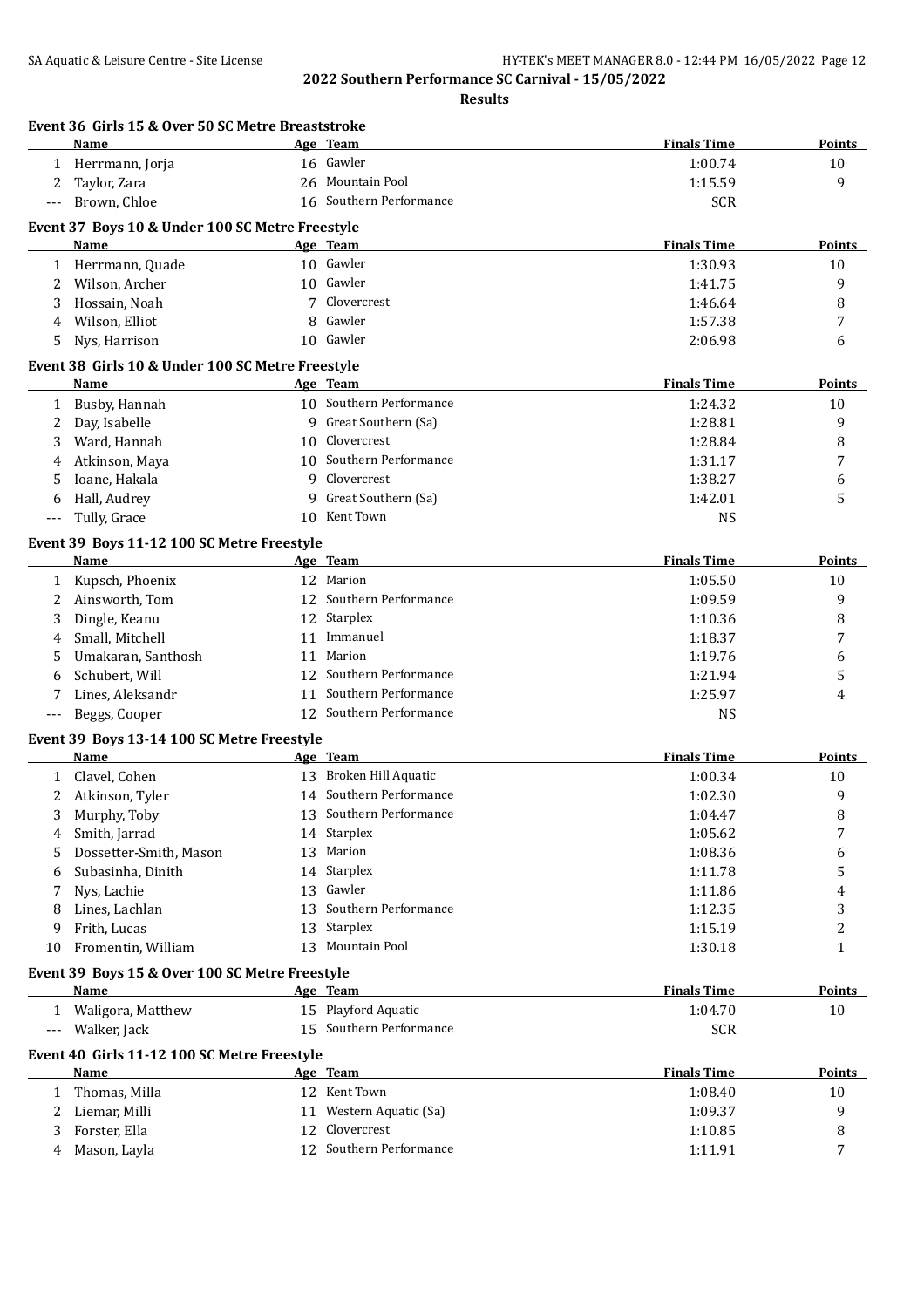**2022 Southern Performance SC Carnival - 15/05/2022**

**Results**

### Event 36 Girls 15 & Over 50 SC Metre Breaststroke

| | Name | Age | Team | Finals Time | Points |
|---|---|---|---|---|---|
| 1 | Herrmann, Jorja | 16 | Gawler | 1:00.74 | 10 |
| 2 | Taylor, Zara | 26 | Mountain Pool | 1:15.59 | 9 |
| --- | Brown, Chloe | 16 | Southern Performance | SCR | |

### Event 37 Boys 10 & Under 100 SC Metre Freestyle

| | Name | Age | Team | Finals Time | Points |
|---|---|---|---|---|---|
| 1 | Herrmann, Quade | 10 | Gawler | 1:30.93 | 10 |
| 2 | Wilson, Archer | 10 | Gawler | 1:41.75 | 9 |
| 3 | Hossain, Noah | 7 | Clovercrest | 1:46.64 | 8 |
| 4 | Wilson, Elliot | 8 | Gawler | 1:57.38 | 7 |
| 5 | Nys, Harrison | 10 | Gawler | 2:06.98 | 6 |

### Event 38 Girls 10 & Under 100 SC Metre Freestyle

| | Name | Age | Team | Finals Time | Points |
|---|---|---|---|---|---|
| 1 | Busby, Hannah | 10 | Southern Performance | 1:24.32 | 10 |
| 2 | Day, Isabelle | 9 | Great Southern (Sa) | 1:28.81 | 9 |
| 3 | Ward, Hannah | 10 | Clovercrest | 1:28.84 | 8 |
| 4 | Atkinson, Maya | 10 | Southern Performance | 1:31.17 | 7 |
| 5 | Ioane, Hakala | 9 | Clovercrest | 1:38.27 | 6 |
| 6 | Hall, Audrey | 9 | Great Southern (Sa) | 1:42.01 | 5 |
| --- | Tully, Grace | 10 | Kent Town | NS | |

### Event 39 Boys 11-12 100 SC Metre Freestyle

| | Name | Age | Team | Finals Time | Points |
|---|---|---|---|---|---|
| 1 | Kupsch, Phoenix | 12 | Marion | 1:05.50 | 10 |
| 2 | Ainsworth, Tom | 12 | Southern Performance | 1:09.59 | 9 |
| 3 | Dingle, Keanu | 12 | Starplex | 1:10.36 | 8 |
| 4 | Small, Mitchell | 11 | Immanuel | 1:18.37 | 7 |
| 5 | Umakaran, Santhosh | 11 | Marion | 1:19.76 | 6 |
| 6 | Schubert, Will | 12 | Southern Performance | 1:21.94 | 5 |
| 7 | Lines, Aleksandr | 11 | Southern Performance | 1:25.97 | 4 |
| --- | Beggs, Cooper | 12 | Southern Performance | NS | |

### Event 39 Boys 13-14 100 SC Metre Freestyle

| | Name | Age | Team | Finals Time | Points |
|---|---|---|---|---|---|
| 1 | Clavel, Cohen | 13 | Broken Hill Aquatic | 1:00.34 | 10 |
| 2 | Atkinson, Tyler | 14 | Southern Performance | 1:02.30 | 9 |
| 3 | Murphy, Toby | 13 | Southern Performance | 1:04.47 | 8 |
| 4 | Smith, Jarrad | 14 | Starplex | 1:05.62 | 7 |
| 5 | Dossetter-Smith, Mason | 13 | Marion | 1:08.36 | 6 |
| 6 | Subasinha, Dinith | 14 | Starplex | 1:11.78 | 5 |
| 7 | Nys, Lachie | 13 | Gawler | 1:11.86 | 4 |
| 8 | Lines, Lachlan | 13 | Southern Performance | 1:12.35 | 3 |
| 9 | Frith, Lucas | 13 | Starplex | 1:15.19 | 2 |
| 10 | Fromentin, William | 13 | Mountain Pool | 1:30.18 | 1 |

### Event 39 Boys 15 & Over 100 SC Metre Freestyle

| | Name | Age | Team | Finals Time | Points |
|---|---|---|---|---|---|
| 1 | Waligora, Matthew | 15 | Playford Aquatic | 1:04.70 | 10 |
| --- | Walker, Jack | 15 | Southern Performance | SCR | |

### Event 40 Girls 11-12 100 SC Metre Freestyle

| | Name | Age | Team | Finals Time | Points |
|---|---|---|---|---|---|
| 1 | Thomas, Milla | 12 | Kent Town | 1:08.40 | 10 |
| 2 | Liemar, Milli | 11 | Western Aquatic (Sa) | 1:09.37 | 9 |
| 3 | Forster, Ella | 12 | Clovercrest | 1:10.85 | 8 |
| 4 | Mason, Layla | 12 | Southern Performance | 1:11.91 | 7 |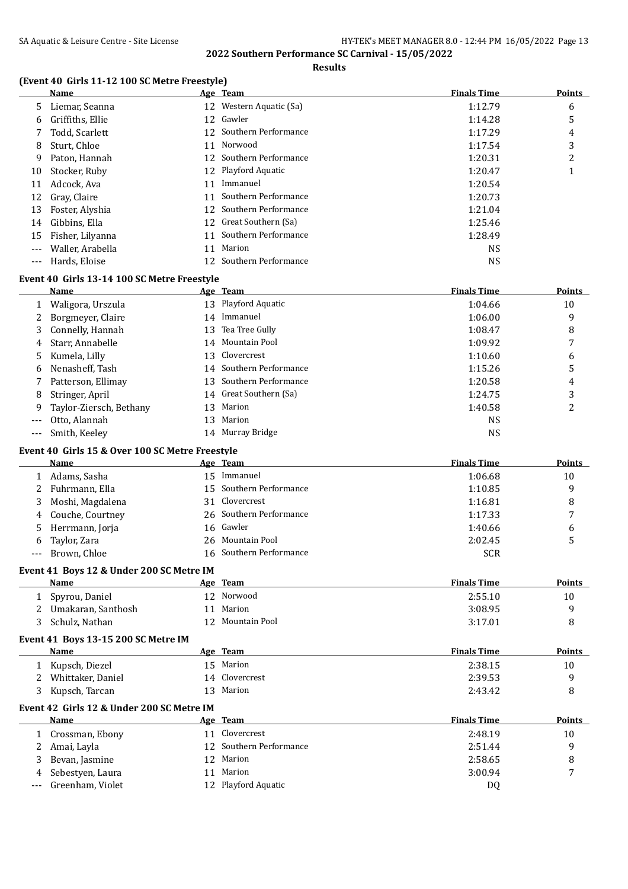**2022 Southern Performance SC Carnival - 15/05/2022**

**Results**

### (Event 40 Girls 11-12 100 SC Metre Freestyle)

| | Name | Age | Team | Finals Time | Points |
|---|---|---|---|---|---|
| 5 | Liemar, Seanna | 12 | Western Aquatic (Sa) | 1:12.79 | 6 |
| 6 | Griffiths, Ellie | 12 | Gawler | 1:14.28 | 5 |
| 7 | Todd, Scarlett | 12 | Southern Performance | 1:17.29 | 4 |
| 8 | Sturt, Chloe | 11 | Norwood | 1:17.54 | 3 |
| 9 | Paton, Hannah | 12 | Southern Performance | 1:20.31 | 2 |
| 10 | Stocker, Ruby | 12 | Playford Aquatic | 1:20.47 | 1 |
| 11 | Adcock, Ava | 11 | Immanuel | 1:20.54 | |
| 12 | Gray, Claire | 11 | Southern Performance | 1:20.73 | |
| 13 | Foster, Alyshia | 12 | Southern Performance | 1:21.04 | |
| 14 | Gibbins, Ella | 12 | Great Southern (Sa) | 1:25.46 | |
| 15 | Fisher, Lilyanna | 11 | Southern Performance | 1:28.49 | |
| --- | Waller, Arabella | 11 | Marion | NS | |
| --- | Hards, Eloise | 12 | Southern Performance | NS | |

### Event 40 Girls 13-14 100 SC Metre Freestyle

| | Name | Age | Team | Finals Time | Points |
|---|---|---|---|---|---|
| 1 | Waligora, Urszula | 13 | Playford Aquatic | 1:04.66 | 10 |
| 2 | Borgmeyer, Claire | 14 | Immanuel | 1:06.00 | 9 |
| 3 | Connelly, Hannah | 13 | Tea Tree Gully | 1:08.47 | 8 |
| 4 | Starr, Annabelle | 14 | Mountain Pool | 1:09.92 | 7 |
| 5 | Kumela, Lilly | 13 | Clovercrest | 1:10.60 | 6 |
| 6 | Nenasheff, Tash | 14 | Southern Performance | 1:15.26 | 5 |
| 7 | Patterson, Ellimay | 13 | Southern Performance | 1:20.58 | 4 |
| 8 | Stringer, April | 14 | Great Southern (Sa) | 1:24.75 | 3 |
| 9 | Taylor-Ziersch, Bethany | 13 | Marion | 1:40.58 | 2 |
| --- | Otto, Alannah | 13 | Marion | NS | |
| --- | Smith, Keeley | 14 | Murray Bridge | NS | |

### Event 40 Girls 15 & Over 100 SC Metre Freestyle

| | Name | Age | Team | Finals Time | Points |
|---|---|---|---|---|---|
| 1 | Adams, Sasha | 15 | Immanuel | 1:06.68 | 10 |
| 2 | Fuhrmann, Ella | 15 | Southern Performance | 1:10.85 | 9 |
| 3 | Moshi, Magdalena | 31 | Clovercrest | 1:16.81 | 8 |
| 4 | Couche, Courtney | 26 | Southern Performance | 1:17.33 | 7 |
| 5 | Herrmann, Jorja | 16 | Gawler | 1:40.66 | 6 |
| 6 | Taylor, Zara | 26 | Mountain Pool | 2:02.45 | 5 |
| --- | Brown, Chloe | 16 | Southern Performance | SCR | |

### Event 41 Boys 12 & Under 200 SC Metre IM

| | Name | Age | Team | Finals Time | Points |
|---|---|---|---|---|---|
| 1 | Spyrou, Daniel | 12 | Norwood | 2:55.10 | 10 |
| 2 | Umakaran, Santhosh | 11 | Marion | 3:08.95 | 9 |
| 3 | Schulz, Nathan | 12 | Mountain Pool | 3:17.01 | 8 |

### Event 41 Boys 13-15 200 SC Metre IM

| | Name | Age | Team | Finals Time | Points |
|---|---|---|---|---|---|
| 1 | Kupsch, Diezel | 15 | Marion | 2:38.15 | 10 |
| 2 | Whittaker, Daniel | 14 | Clovercrest | 2:39.53 | 9 |
| 3 | Kupsch, Tarcan | 13 | Marion | 2:43.42 | 8 |

### Event 42 Girls 12 & Under 200 SC Metre IM

| | Name | Age | Team | Finals Time | Points |
|---|---|---|---|---|---|
| 1 | Crossman, Ebony | 11 | Clovercrest | 2:48.19 | 10 |
| 2 | Amai, Layla | 12 | Southern Performance | 2:51.44 | 9 |
| 3 | Bevan, Jasmine | 12 | Marion | 2:58.65 | 8 |
| 4 | Sebestyen, Laura | 11 | Marion | 3:00.94 | 7 |
| --- | Greenham, Violet | 12 | Playford Aquatic | DQ | |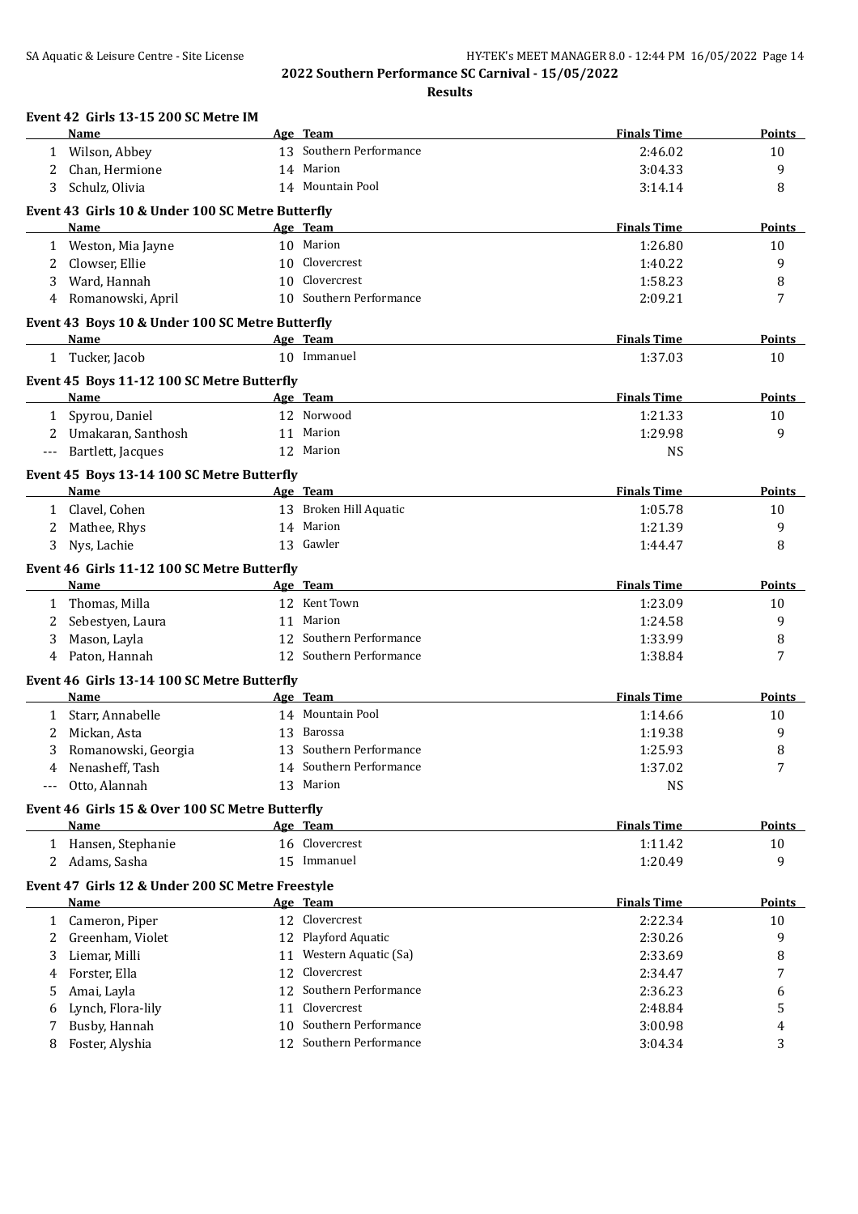**2022 Southern Performance SC Carnival - 15/05/2022**

**Results**

### Event 42 Girls 13-15 200 SC Metre IM

| | Name | Age | Team | Finals Time | Points |
|---|---|---|---|---|---|
| 1 | Wilson, Abbey | 13 | Southern Performance | 2:46.02 | 10 |
| 2 | Chan, Hermione | 14 | Marion | 3:04.33 | 9 |
| 3 | Schulz, Olivia | 14 | Mountain Pool | 3:14.14 | 8 |

### Event 43 Girls 10 & Under 100 SC Metre Butterfly

| | Name | Age | Team | Finals Time | Points |
|---|---|---|---|---|---|
| 1 | Weston, Mia Jayne | 10 | Marion | 1:26.80 | 10 |
| 2 | Clowser, Ellie | 10 | Clovercrest | 1:40.22 | 9 |
| 3 | Ward, Hannah | 10 | Clovercrest | 1:58.23 | 8 |
| 4 | Romanowski, April | 10 | Southern Performance | 2:09.21 | 7 |

### Event 43 Boys 10 & Under 100 SC Metre Butterfly

| | Name | Age | Team | Finals Time | Points |
|---|---|---|---|---|---|
| 1 | Tucker, Jacob | 10 | Immanuel | 1:37.03 | 10 |

### Event 45 Boys 11-12 100 SC Metre Butterfly

| | Name | Age | Team | Finals Time | Points |
|---|---|---|---|---|---|
| 1 | Spyrou, Daniel | 12 | Norwood | 1:21.33 | 10 |
| 2 | Umakaran, Santhosh | 11 | Marion | 1:29.98 | 9 |
| --- | Bartlett, Jacques | 12 | Marion | NS | |

### Event 45 Boys 13-14 100 SC Metre Butterfly

| | Name | Age | Team | Finals Time | Points |
|---|---|---|---|---|---|
| 1 | Clavel, Cohen | 13 | Broken Hill Aquatic | 1:05.78 | 10 |
| 2 | Mathee, Rhys | 14 | Marion | 1:21.39 | 9 |
| 3 | Nys, Lachie | 13 | Gawler | 1:44.47 | 8 |

### Event 46 Girls 11-12 100 SC Metre Butterfly

| | Name | Age | Team | Finals Time | Points |
|---|---|---|---|---|---|
| 1 | Thomas, Milla | 12 | Kent Town | 1:23.09 | 10 |
| 2 | Sebestyen, Laura | 11 | Marion | 1:24.58 | 9 |
| 3 | Mason, Layla | 12 | Southern Performance | 1:33.99 | 8 |
| 4 | Paton, Hannah | 12 | Southern Performance | 1:38.84 | 7 |

### Event 46 Girls 13-14 100 SC Metre Butterfly

| | Name | Age | Team | Finals Time | Points |
|---|---|---|---|---|---|
| 1 | Starr, Annabelle | 14 | Mountain Pool | 1:14.66 | 10 |
| 2 | Mickan, Asta | 13 | Barossa | 1:19.38 | 9 |
| 3 | Romanowski, Georgia | 13 | Southern Performance | 1:25.93 | 8 |
| 4 | Nenasheff, Tash | 14 | Southern Performance | 1:37.02 | 7 |
| --- | Otto, Alannah | 13 | Marion | NS | |

### Event 46 Girls 15 & Over 100 SC Metre Butterfly

| | Name | Age | Team | Finals Time | Points |
|---|---|---|---|---|---|
| 1 | Hansen, Stephanie | 16 | Clovercrest | 1:11.42 | 10 |
| 2 | Adams, Sasha | 15 | Immanuel | 1:20.49 | 9 |

### Event 47 Girls 12 & Under 200 SC Metre Freestyle

| | Name | Age | Team | Finals Time | Points |
|---|---|---|---|---|---|
| 1 | Cameron, Piper | 12 | Clovercrest | 2:22.34 | 10 |
| 2 | Greenham, Violet | 12 | Playford Aquatic | 2:30.26 | 9 |
| 3 | Liemar, Milli | 11 | Western Aquatic (Sa) | 2:33.69 | 8 |
| 4 | Forster, Ella | 12 | Clovercrest | 2:34.47 | 7 |
| 5 | Amai, Layla | 12 | Southern Performance | 2:36.23 | 6 |
| 6 | Lynch, Flora-lily | 11 | Clovercrest | 2:48.84 | 5 |
| 7 | Busby, Hannah | 10 | Southern Performance | 3:00.98 | 4 |
| 8 | Foster, Alyshia | 12 | Southern Performance | 3:04.34 | 3 |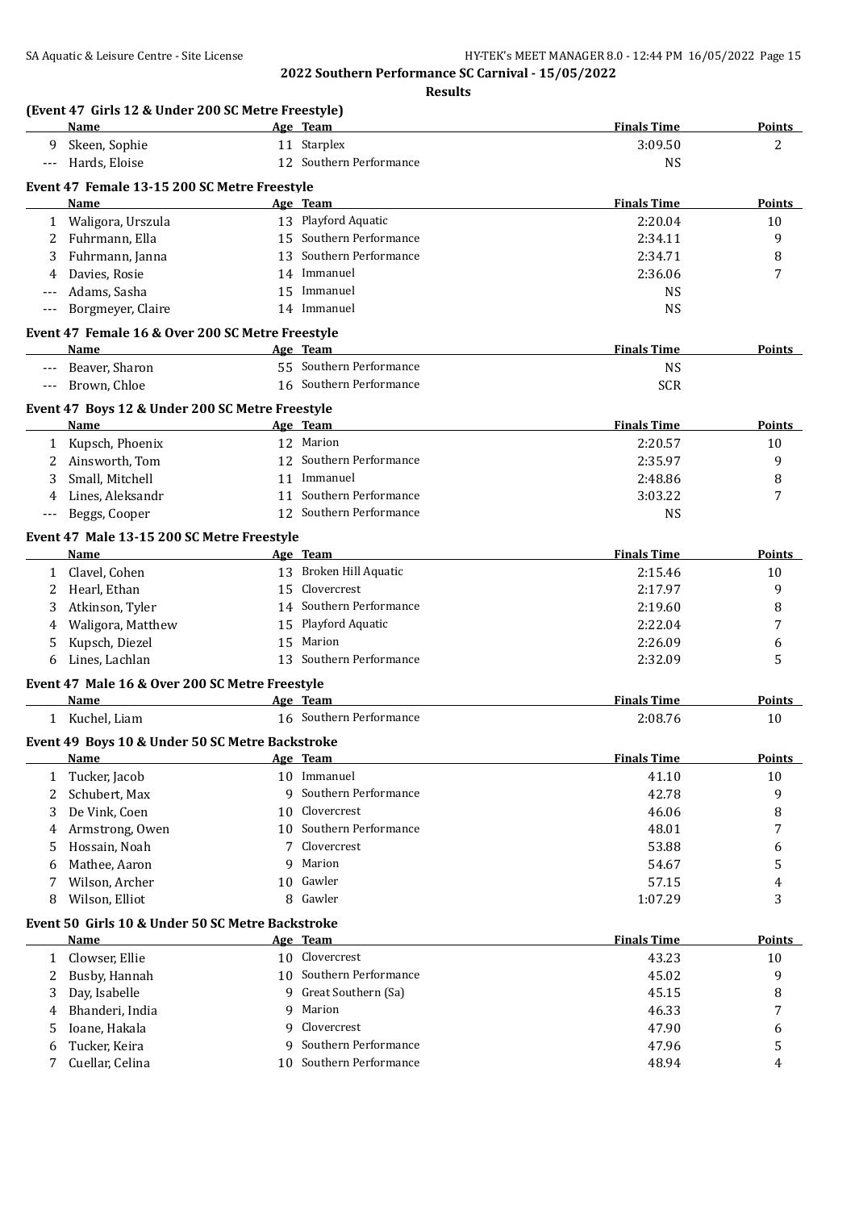# 2022 Southern Performance SC Carnival - 15/05/2022

## Results

### (Event 47 Girls 12 & Under 200 SC Metre Freestyle)

| | Name | Age | Team | Finals Time | Points |
|---|---|---|---|---|---|
| 9 | Skeen, Sophie | 11 | Starplex | 3:09.50 | 2 |
| --- | Hards, Eloise | 12 | Southern Performance | NS | |

### Event 47 Female 13-15 200 SC Metre Freestyle

| | Name | Age | Team | Finals Time | Points |
|---|---|---|---|---|---|
| 1 | Waligora, Urszula | 13 | Playford Aquatic | 2:20.04 | 10 |
| 2 | Fuhrmann, Ella | 15 | Southern Performance | 2:34.11 | 9 |
| 3 | Fuhrmann, Janna | 13 | Southern Performance | 2:34.71 | 8 |
| 4 | Davies, Rosie | 14 | Immanuel | 2:36.06 | 7 |
| --- | Adams, Sasha | 15 | Immanuel | NS | |
| --- | Borgmeyer, Claire | 14 | Immanuel | NS | |

### Event 47 Female 16 & Over 200 SC Metre Freestyle

| | Name | Age | Team | Finals Time | Points |
|---|---|---|---|---|---|
| --- | Beaver, Sharon | 55 | Southern Performance | NS | |
| --- | Brown, Chloe | 16 | Southern Performance | SCR | |

### Event 47 Boys 12 & Under 200 SC Metre Freestyle

| | Name | Age | Team | Finals Time | Points |
|---|---|---|---|---|---|
| 1 | Kupsch, Phoenix | 12 | Marion | 2:20.57 | 10 |
| 2 | Ainsworth, Tom | 12 | Southern Performance | 2:35.97 | 9 |
| 3 | Small, Mitchell | 11 | Immanuel | 2:48.86 | 8 |
| 4 | Lines, Aleksandr | 11 | Southern Performance | 3:03.22 | 7 |
| --- | Beggs, Cooper | 12 | Southern Performance | NS | |

### Event 47 Male 13-15 200 SC Metre Freestyle

| | Name | Age | Team | Finals Time | Points |
|---|---|---|---|---|---|
| 1 | Clavel, Cohen | 13 | Broken Hill Aquatic | 2:15.46 | 10 |
| 2 | Hearl, Ethan | 15 | Clovercrest | 2:17.97 | 9 |
| 3 | Atkinson, Tyler | 14 | Southern Performance | 2:19.60 | 8 |
| 4 | Waligora, Matthew | 15 | Playford Aquatic | 2:22.04 | 7 |
| 5 | Kupsch, Diezel | 15 | Marion | 2:26.09 | 6 |
| 6 | Lines, Lachlan | 13 | Southern Performance | 2:32.09 | 5 |

### Event 47 Male 16 & Over 200 SC Metre Freestyle

| | Name | Age | Team | Finals Time | Points |
|---|---|---|---|---|---|
| 1 | Kuchel, Liam | 16 | Southern Performance | 2:08.76 | 10 |

### Event 49 Boys 10 & Under 50 SC Metre Backstroke

| | Name | Age | Team | Finals Time | Points |
|---|---|---|---|---|---|
| 1 | Tucker, Jacob | 10 | Immanuel | 41.10 | 10 |
| 2 | Schubert, Max | 9 | Southern Performance | 42.78 | 9 |
| 3 | De Vink, Coen | 10 | Clovercrest | 46.06 | 8 |
| 4 | Armstrong, Owen | 10 | Southern Performance | 48.01 | 7 |
| 5 | Hossain, Noah | 7 | Clovercrest | 53.88 | 6 |
| 6 | Mathee, Aaron | 9 | Marion | 54.67 | 5 |
| 7 | Wilson, Archer | 10 | Gawler | 57.15 | 4 |
| 8 | Wilson, Elliot | 8 | Gawler | 1:07.29 | 3 |

### Event 50 Girls 10 & Under 50 SC Metre Backstroke

| | Name | Age | Team | Finals Time | Points |
|---|---|---|---|---|---|
| 1 | Clowser, Ellie | 10 | Clovercrest | 43.23 | 10 |
| 2 | Busby, Hannah | 10 | Southern Performance | 45.02 | 9 |
| 3 | Day, Isabelle | 9 | Great Southern (Sa) | 45.15 | 8 |
| 4 | Bhanderi, India | 9 | Marion | 46.33 | 7 |
| 5 | Ioane, Hakala | 9 | Clovercrest | 47.90 | 6 |
| 6 | Tucker, Keira | 9 | Southern Performance | 47.96 | 5 |
| 7 | Cuellar, Celina | 10 | Southern Performance | 48.94 | 4 |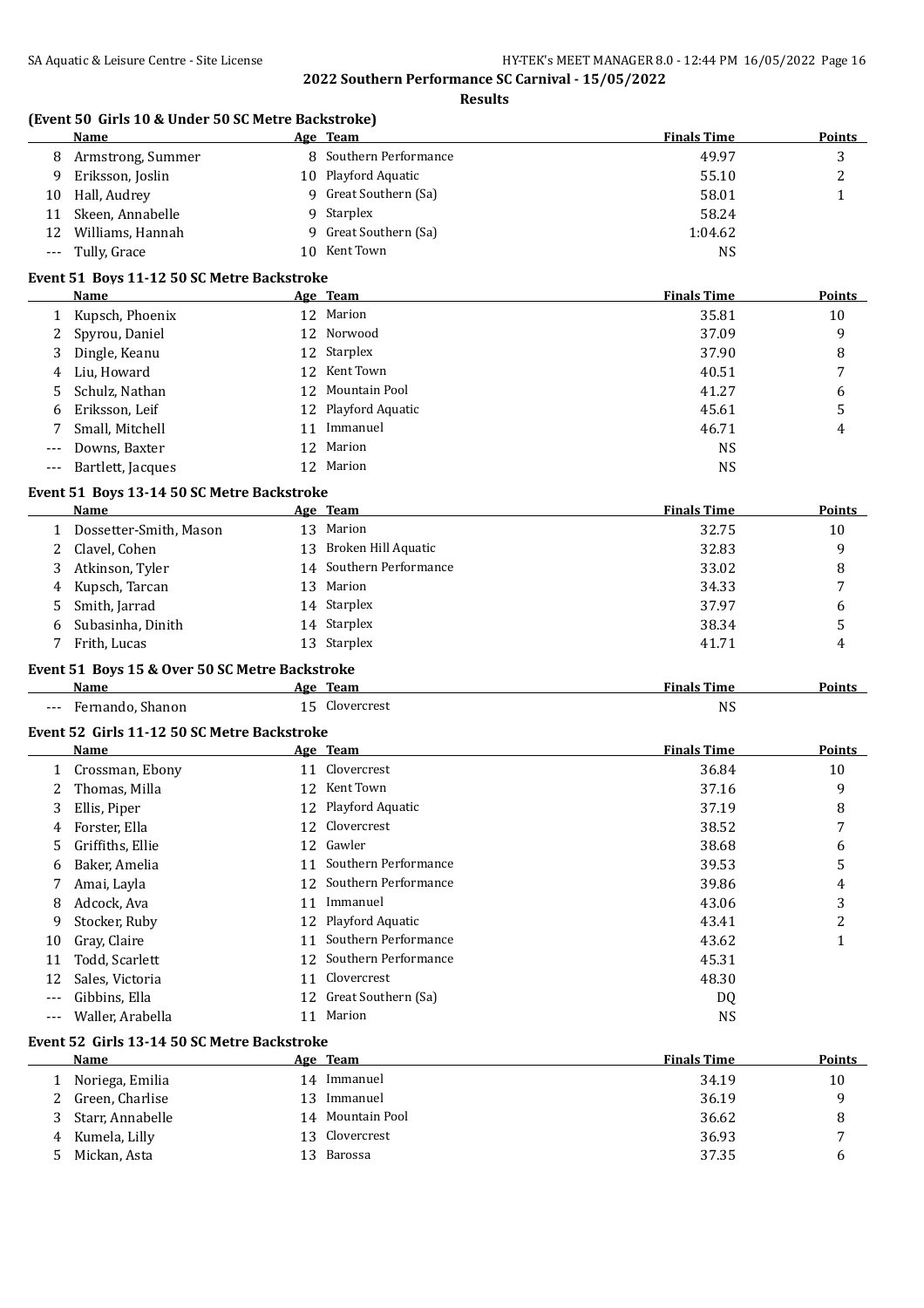## 2022 Southern Performance SC Carnival - 15/05/2022

**Results**

### (Event 50 Girls 10 & Under 50 SC Metre Backstroke)

| | Name | Age | Team | Finals Time | Points |
|---|---|---|---|---|---|
| 8 | Armstrong, Summer | 8 | Southern Performance | 49.97 | 3 |
| 9 | Eriksson, Joslin | 10 | Playford Aquatic | 55.10 | 2 |
| 10 | Hall, Audrey | 9 | Great Southern (Sa) | 58.01 | 1 |
| 11 | Skeen, Annabelle | 9 | Starplex | 58.24 | |
| 12 | Williams, Hannah | 9 | Great Southern (Sa) | 1:04.62 | |
| --- | Tully, Grace | 10 | Kent Town | NS | |

### Event 51 Boys 11-12 50 SC Metre Backstroke

| | Name | Age | Team | Finals Time | Points |
|---|---|---|---|---|---|
| 1 | Kupsch, Phoenix | 12 | Marion | 35.81 | 10 |
| 2 | Spyrou, Daniel | 12 | Norwood | 37.09 | 9 |
| 3 | Dingle, Keanu | 12 | Starplex | 37.90 | 8 |
| 4 | Liu, Howard | 12 | Kent Town | 40.51 | 7 |
| 5 | Schulz, Nathan | 12 | Mountain Pool | 41.27 | 6 |
| 6 | Eriksson, Leif | 12 | Playford Aquatic | 45.61 | 5 |
| 7 | Small, Mitchell | 11 | Immanuel | 46.71 | 4 |
| --- | Downs, Baxter | 12 | Marion | NS | |
| --- | Bartlett, Jacques | 12 | Marion | NS | |

### Event 51 Boys 13-14 50 SC Metre Backstroke

| | Name | Age | Team | Finals Time | Points |
|---|---|---|---|---|---|
| 1 | Dossetter-Smith, Mason | 13 | Marion | 32.75 | 10 |
| 2 | Clavel, Cohen | 13 | Broken Hill Aquatic | 32.83 | 9 |
| 3 | Atkinson, Tyler | 14 | Southern Performance | 33.02 | 8 |
| 4 | Kupsch, Tarcan | 13 | Marion | 34.33 | 7 |
| 5 | Smith, Jarrad | 14 | Starplex | 37.97 | 6 |
| 6 | Subasinha, Dinith | 14 | Starplex | 38.34 | 5 |
| 7 | Frith, Lucas | 13 | Starplex | 41.71 | 4 |

### Event 51 Boys 15 & Over 50 SC Metre Backstroke

| | Name | Age | Team | Finals Time | Points |
|---|---|---|---|---|---|
| --- | Fernando, Shanon | 15 | Clovercrest | NS | |

### Event 52 Girls 11-12 50 SC Metre Backstroke

| | Name | Age | Team | Finals Time | Points |
|---|---|---|---|---|---|
| 1 | Crossman, Ebony | 11 | Clovercrest | 36.84 | 10 |
| 2 | Thomas, Milla | 12 | Kent Town | 37.16 | 9 |
| 3 | Ellis, Piper | 12 | Playford Aquatic | 37.19 | 8 |
| 4 | Forster, Ella | 12 | Clovercrest | 38.52 | 7 |
| 5 | Griffiths, Ellie | 12 | Gawler | 38.68 | 6 |
| 6 | Baker, Amelia | 11 | Southern Performance | 39.53 | 5 |
| 7 | Amai, Layla | 12 | Southern Performance | 39.86 | 4 |
| 8 | Adcock, Ava | 11 | Immanuel | 43.06 | 3 |
| 9 | Stocker, Ruby | 12 | Playford Aquatic | 43.41 | 2 |
| 10 | Gray, Claire | 11 | Southern Performance | 43.62 | 1 |
| 11 | Todd, Scarlett | 12 | Southern Performance | 45.31 | |
| 12 | Sales, Victoria | 11 | Clovercrest | 48.30 | |
| --- | Gibbins, Ella | 12 | Great Southern (Sa) | DQ | |
| --- | Waller, Arabella | 11 | Marion | NS | |

### Event 52 Girls 13-14 50 SC Metre Backstroke

| | Name | Age | Team | Finals Time | Points |
|---|---|---|---|---|---|
| 1 | Noriega, Emilia | 14 | Immanuel | 34.19 | 10 |
| 2 | Green, Charlise | 13 | Immanuel | 36.19 | 9 |
| 3 | Starr, Annabelle | 14 | Mountain Pool | 36.62 | 8 |
| 4 | Kumela, Lilly | 13 | Clovercrest | 36.93 | 7 |
| 5 | Mickan, Asta | 13 | Barossa | 37.35 | 6 |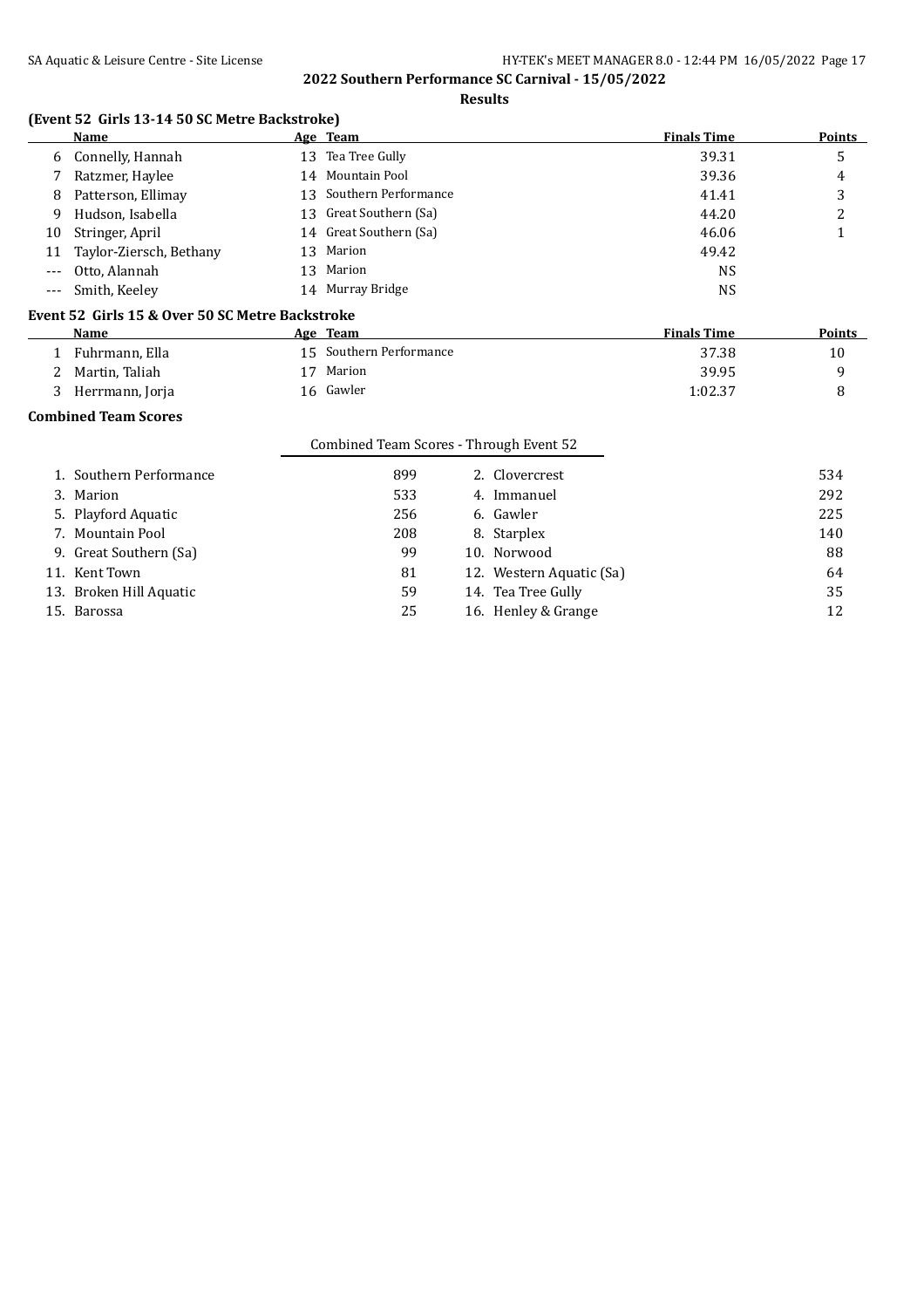**2022 Southern Performance SC Carnival - 15/05/2022**

**Results**

### (Event 52 Girls 13-14 50 SC Metre Backstroke)

| | Name | Age | Team | Finals Time | Points |
|---|---|---|---|---|---|
| 6 | Connelly, Hannah | 13 | Tea Tree Gully | 39.31 | 5 |
| 7 | Ratzmer, Haylee | 14 | Mountain Pool | 39.36 | 4 |
| 8 | Patterson, Ellimay | 13 | Southern Performance | 41.41 | 3 |
| 9 | Hudson, Isabella | 13 | Great Southern (Sa) | 44.20 | 2 |
| 10 | Stringer, April | 14 | Great Southern (Sa) | 46.06 | 1 |
| 11 | Taylor-Ziersch, Bethany | 13 | Marion | 49.42 | |
| --- | Otto, Alannah | 13 | Marion | NS | |
| --- | Smith, Keeley | 14 | Murray Bridge | NS | |

### Event 52 Girls 15 & Over 50 SC Metre Backstroke

| | Name | Age | Team | Finals Time | Points |
|---|---|---|---|---|---|
| 1 | Fuhrmann, Ella | 15 | Southern Performance | 37.38 | 10 |
| 2 | Martin, Taliah | 17 | Marion | 39.95 | 9 |
| 3 | Herrmann, Jorja | 16 | Gawler | 1:02.37 | 8 |

### Combined Team Scores

Combined Team Scores - Through Event 52

| | | | |
|---|---|---|---|
| 1. Southern Performance | 899 | 2. Clovercrest | 534 |
| 3. Marion | 533 | 4. Immanuel | 292 |
| 5. Playford Aquatic | 256 | 6. Gawler | 225 |
| 7. Mountain Pool | 208 | 8. Starplex | 140 |
| 9. Great Southern (Sa) | 99 | 10. Norwood | 88 |
| 11. Kent Town | 81 | 12. Western Aquatic (Sa) | 64 |
| 13. Broken Hill Aquatic | 59 | 14. Tea Tree Gully | 35 |
| 15. Barossa | 25 | 16. Henley & Grange | 12 |